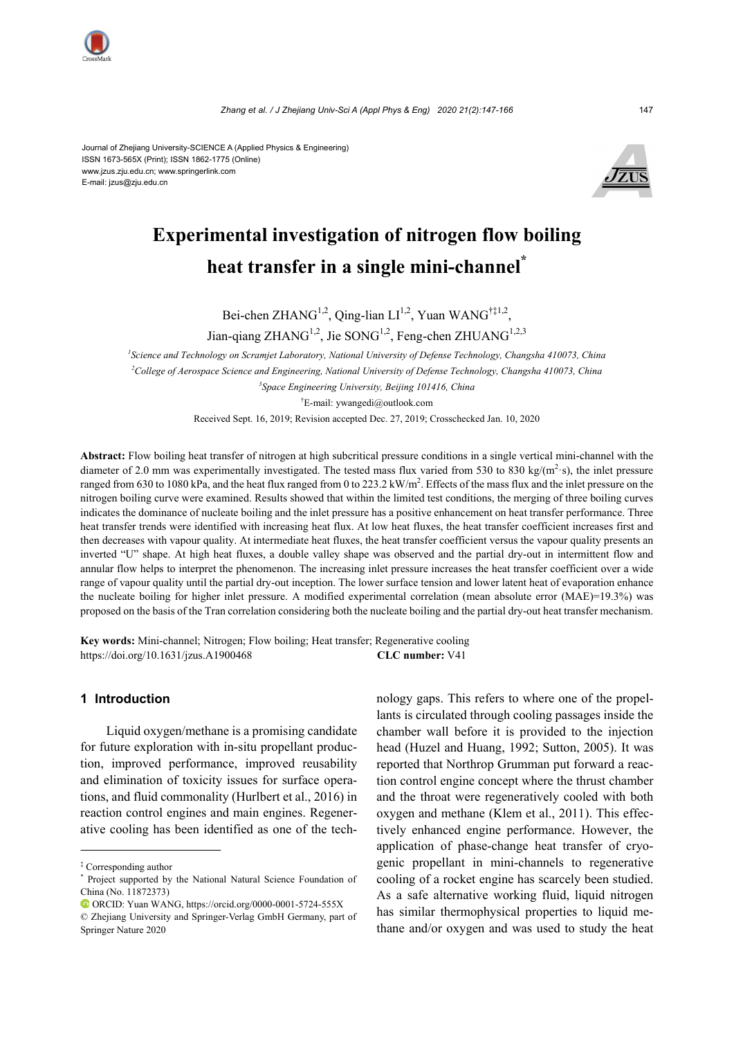Journal of Zhejiang University-SCIENCE A (Applied Physics & Engineering)
ISSN 1673-565X (Print); ISSN 1862-1775 (Online)
www.jzus.zju.edu.cn; www.springerlink.com
E-mail: jzus@zju.edu.cn

# Experimental investigation of nitrogen flow boiling heat transfer in a single mini-channel*

Bei-chen ZHANG[1,2], Qing-lian LI[1,2], Yuan WANG[†‡1,2], Jian-qiang ZHANG[1,2], Jie SONG[1,2], Feng-chen ZHUANG[1,2,3]

[1]*Science and Technology on Scramjet Laboratory, National University of Defense Technology, Changsha 410073, China*

[2]*College of Aerospace Science and Engineering, National University of Defense Technology, Changsha 410073, China*

[3]*Space Engineering University, Beijing 101416, China*

†E-mail: ywangedi@outlook.com

Received Sept. 16, 2019; Revision accepted Dec. 27, 2019; Crosschecked Jan. 10, 2020

**Abstract:** Flow boiling heat transfer of nitrogen at high subcritical pressure conditions in a single vertical mini-channel with the diameter of 2.0 mm was experimentally investigated. The tested mass flux varied from 530 to 830 kg/(m$^2$·s), the inlet pressure ranged from 630 to 1080 kPa, and the heat flux ranged from 0 to 223.2 kW/m$^2$. Effects of the mass flux and the inlet pressure on the nitrogen boiling curve were examined. Results showed that within the limited test conditions, the merging of three boiling curves indicates the dominance of nucleate boiling and the inlet pressure has a positive enhancement on heat transfer performance. Three heat transfer trends were identified with increasing heat flux. At low heat fluxes, the heat transfer coefficient increases first and then decreases with vapour quality. At intermediate heat fluxes, the heat transfer coefficient versus the vapour quality presents an inverted "U" shape. At high heat fluxes, a double valley shape was observed and the partial dry-out in intermittent flow and annular flow helps to interpret the phenomenon. The increasing inlet pressure increases the heat transfer coefficient over a wide range of vapour quality until the partial dry-out inception. The lower surface tension and lower latent heat of evaporation enhance the nucleate boiling for higher inlet pressure. A modified experimental correlation (mean absolute error (MAE)=19.3%) was proposed on the basis of the Tran correlation considering both the nucleate boiling and the partial dry-out heat transfer mechanism.

**Key words:** Mini-channel; Nitrogen; Flow boiling; Heat transfer; Regenerative cooling
https://doi.org/10.1631/jzus.A1900468 **CLC number:** V41

## 1 Introduction

Liquid oxygen/methane is a promising candidate for future exploration with in-situ propellant production, improved performance, improved reusability and elimination of toxicity issues for surface operations, and fluid commonality (Hurlbert et al., 2016) in reaction control engines and main engines. Regenerative cooling has been identified as one of the technology gaps. This refers to where one of the propellants is circulated through cooling passages inside the chamber wall before it is provided to the injection head (Huzel and Huang, 1992; Sutton, 2005). It was reported that Northrop Grumman put forward a reaction control engine concept where the thrust chamber and the throat were regeneratively cooled with both oxygen and methane (Klem et al., 2011). This effectively enhanced engine performance. However, the application of phase-change heat transfer of cryogenic propellant in mini-channels to regenerative cooling of a rocket engine has scarcely been studied. As a safe alternative working fluid, liquid nitrogen has similar thermophysical properties to liquid methane and/or oxygen and was used to study the heat

---

‡ Corresponding author

\* Project supported by the National Natural Science Foundation of China (No. 11872373)

ORCID: Yuan WANG, https://orcid.org/0000-0001-5724-555X

© Zhejiang University and Springer-Verlag GmbH Germany, part of Springer Nature 2020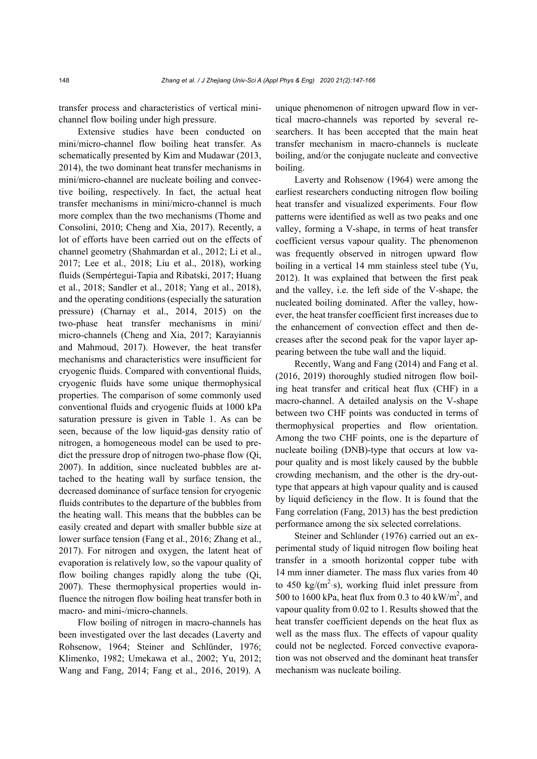transfer process and characteristics of vertical mini-channel flow boiling under high pressure.

Extensive studies have been conducted on mini/micro-channel flow boiling heat transfer. As schematically presented by Kim and Mudawar (2013, 2014), the two dominant heat transfer mechanisms in mini/micro-channel are nucleate boiling and convective boiling, respectively. In fact, the actual heat transfer mechanisms in mini/micro-channel is much more complex than the two mechanisms (Thome and Consolini, 2010; Cheng and Xia, 2017). Recently, a lot of efforts have been carried out on the effects of channel geometry (Shahmardan et al., 2012; Li et al., 2017; Lee et al., 2018; Liu et al., 2018), working fluids (Sempértegui-Tapia and Ribatski, 2017; Huang et al., 2018; Sandler et al., 2018; Yang et al., 2018), and the operating conditions (especially the saturation pressure) (Charnay et al., 2014, 2015) on the two-phase heat transfer mechanisms in mini/micro-channels (Cheng and Xia, 2017; Karayiannis and Mahmoud, 2017). However, the heat transfer mechanisms and characteristics were insufficient for cryogenic fluids. Compared with conventional fluids, cryogenic fluids have some unique thermophysical properties. The comparison of some commonly used conventional fluids and cryogenic fluids at 1000 kPa saturation pressure is given in Table 1. As can be seen, because of the low liquid-gas density ratio of nitrogen, a homogeneous model can be used to predict the pressure drop of nitrogen two-phase flow (Qi, 2007). In addition, since nucleated bubbles are attached to the heating wall by surface tension, the decreased dominance of surface tension for cryogenic fluids contributes to the departure of the bubbles from the heating wall. This means that the bubbles can be easily created and depart with smaller bubble size at lower surface tension (Fang et al., 2016; Zhang et al., 2017). For nitrogen and oxygen, the latent heat of evaporation is relatively low, so the vapour quality of flow boiling changes rapidly along the tube (Qi, 2007). These thermophysical properties would influence the nitrogen flow boiling heat transfer both in macro- and mini-/micro-channels.

Flow boiling of nitrogen in macro-channels has been investigated over the last decades (Laverty and Rohsenow, 1964; Steiner and Schlünder, 1976; Klimenko, 1982; Umekawa et al., 2002; Yu, 2012; Wang and Fang, 2014; Fang et al., 2016, 2019). A unique phenomenon of nitrogen upward flow in vertical macro-channels was reported by several researchers. It has been accepted that the main heat transfer mechanism in macro-channels is nucleate boiling, and/or the conjugate nucleate and convective boiling.

Laverty and Rohsenow (1964) were among the earliest researchers conducting nitrogen flow boiling heat transfer and visualized experiments. Four flow patterns were identified as well as two peaks and one valley, forming a V-shape, in terms of heat transfer coefficient versus vapour quality. The phenomenon was frequently observed in nitrogen upward flow boiling in a vertical 14 mm stainless steel tube (Yu, 2012). It was explained that between the first peak and the valley, i.e. the left side of the V-shape, the nucleated boiling dominated. After the valley, however, the heat transfer coefficient first increases due to the enhancement of convection effect and then decreases after the second peak for the vapor layer appearing between the tube wall and the liquid.

Recently, Wang and Fang (2014) and Fang et al. (2016, 2019) thoroughly studied nitrogen flow boiling heat transfer and critical heat flux (CHF) in a macro-channel. A detailed analysis on the V-shape between two CHF points was conducted in terms of thermophysical properties and flow orientation. Among the two CHF points, one is the departure of nucleate boiling (DNB)-type that occurs at low vapour quality and is most likely caused by the bubble crowding mechanism, and the other is the dry-out-type that appears at high vapour quality and is caused by liquid deficiency in the flow. It is found that the Fang correlation (Fang, 2013) has the best prediction performance among the six selected correlations.

Steiner and Schlünder (1976) carried out an experimental study of liquid nitrogen flow boiling heat transfer in a smooth horizontal copper tube with 14 mm inner diameter. The mass flux varies from 40 to 450 $kg/(m^2{\cdot}s)$, working fluid inlet pressure from 500 to 1600 kPa, heat flux from 0.3 to 40 $kW/m^2$, and vapour quality from 0.02 to 1. Results showed that the heat transfer coefficient depends on the heat flux as well as the mass flux. The effects of vapour quality could not be neglected. Forced convective evaporation was not observed and the dominant heat transfer mechanism was nucleate boiling.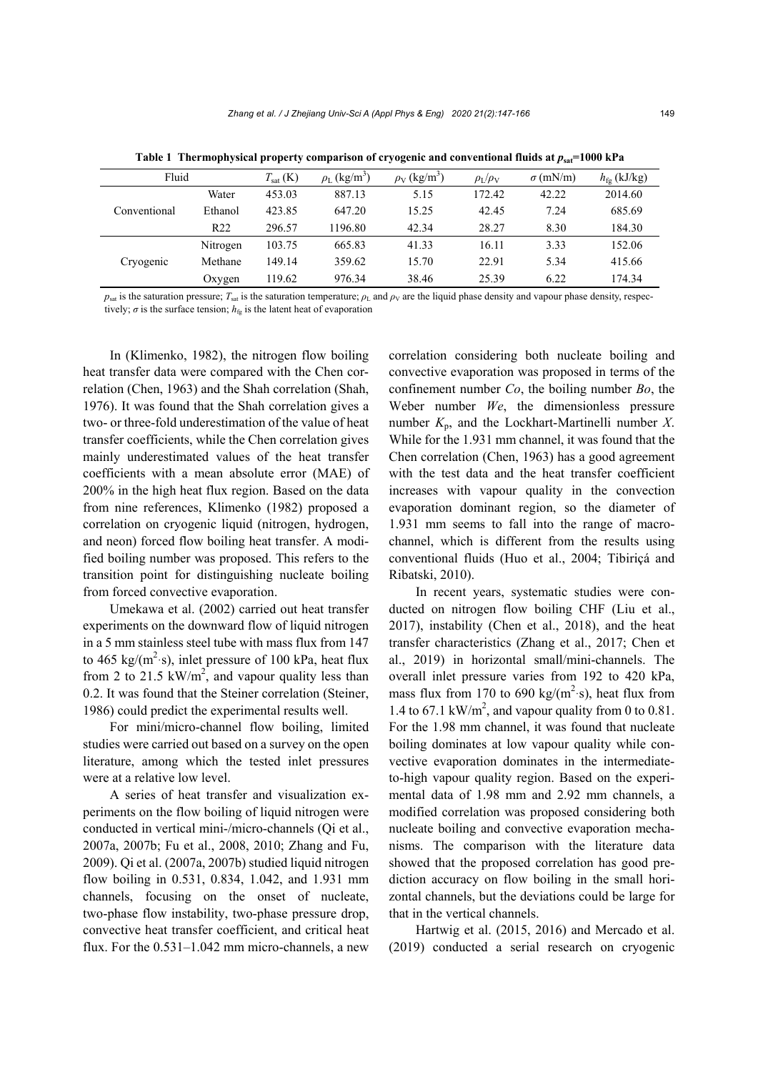**Table 1 Thermophysical property comparison of cryogenic and conventional fluids at $p_{sat}$=1000 kPa**

| Fluid | | $T_{sat}$ (K) | $\rho_L$ (kg/m$^3$) | $\rho_V$ (kg/m$^3$) | $\rho_L/\rho_V$ | $\sigma$ (mN/m) | $h_{fg}$ (kJ/kg) |
|---|---|---|---|---|---|---|---|
| Conventional | Water | 453.03 | 887.13 | 5.15 | 172.42 | 42.22 | 2014.60 |
| | Ethanol | 423.85 | 647.20 | 15.25 | 42.45 | 7.24 | 685.69 |
| | R22 | 296.57 | 1196.80 | 42.34 | 28.27 | 8.30 | 184.30 |
| Cryogenic | Nitrogen | 103.75 | 665.83 | 41.33 | 16.11 | 3.33 | 152.06 |
| | Methane | 149.14 | 359.62 | 15.70 | 22.91 | 5.34 | 415.66 |
| | Oxygen | 119.62 | 976.34 | 38.46 | 25.39 | 6.22 | 174.34 |

$p_{sat}$ is the saturation pressure; $T_{sat}$ is the saturation temperature; $\rho_L$ and $\rho_V$ are the liquid phase density and vapour phase density, respectively; $\sigma$ is the surface tension; $h_{fg}$ is the latent heat of evaporation

In (Klimenko, 1982), the nitrogen flow boiling heat transfer data were compared with the Chen correlation (Chen, 1963) and the Shah correlation (Shah, 1976). It was found that the Shah correlation gives a two- or three-fold underestimation of the value of heat transfer coefficients, while the Chen correlation gives mainly underestimated values of the heat transfer coefficients with a mean absolute error (MAE) of 200% in the high heat flux region. Based on the data from nine references, Klimenko (1982) proposed a correlation on cryogenic liquid (nitrogen, hydrogen, and neon) forced flow boiling heat transfer. A modified boiling number was proposed. This refers to the transition point for distinguishing nucleate boiling from forced convective evaporation.

Umekawa et al. (2002) carried out heat transfer experiments on the downward flow of liquid nitrogen in a 5 mm stainless steel tube with mass flux from 147 to 465 kg/(m$^2$·s), inlet pressure of 100 kPa, heat flux from 2 to 21.5 kW/m$^2$, and vapour quality less than 0.2. It was found that the Steiner correlation (Steiner, 1986) could predict the experimental results well.

For mini/micro-channel flow boiling, limited studies were carried out based on a survey on the open literature, among which the tested inlet pressures were at a relative low level.

A series of heat transfer and visualization experiments on the flow boiling of liquid nitrogen were conducted in vertical mini-/micro-channels (Qi et al., 2007a, 2007b; Fu et al., 2008, 2010; Zhang and Fu, 2009). Qi et al. (2007a, 2007b) studied liquid nitrogen flow boiling in 0.531, 0.834, 1.042, and 1.931 mm channels, focusing on the onset of nucleate, two-phase flow instability, two-phase pressure drop, convective heat transfer coefficient, and critical heat flux. For the 0.531–1.042 mm micro-channels, a new correlation considering both nucleate boiling and convective evaporation was proposed in terms of the confinement number $Co$, the boiling number $Bo$, the Weber number $We$, the dimensionless pressure number $K_p$, and the Lockhart-Martinelli number $X$. While for the 1.931 mm channel, it was found that the Chen correlation (Chen, 1963) has a good agreement with the test data and the heat transfer coefficient increases with vapour quality in the convection evaporation dominant region, so the diameter of 1.931 mm seems to fall into the range of macro-channel, which is different from the results using conventional fluids (Huo et al., 2004; Tibiriçá and Ribatski, 2010).

In recent years, systematic studies were conducted on nitrogen flow boiling CHF (Liu et al., 2017), instability (Chen et al., 2018), and the heat transfer characteristics (Zhang et al., 2017; Chen et al., 2019) in horizontal small/mini-channels. The overall inlet pressure varies from 192 to 420 kPa, mass flux from 170 to 690 kg/(m$^2$·s), heat flux from 1.4 to 67.1 kW/m$^2$, and vapour quality from 0 to 0.81. For the 1.98 mm channel, it was found that nucleate boiling dominates at low vapour quality while convective evaporation dominates in the intermediate-to-high vapour quality region. Based on the experimental data of 1.98 mm and 2.92 mm channels, a modified correlation was proposed considering both nucleate boiling and convective evaporation mechanisms. The comparison with the literature data showed that the proposed correlation has good prediction accuracy on flow boiling in the small horizontal channels, but the deviations could be large for that in the vertical channels.

Hartwig et al. (2015, 2016) and Mercado et al. (2019) conducted a serial research on cryogenic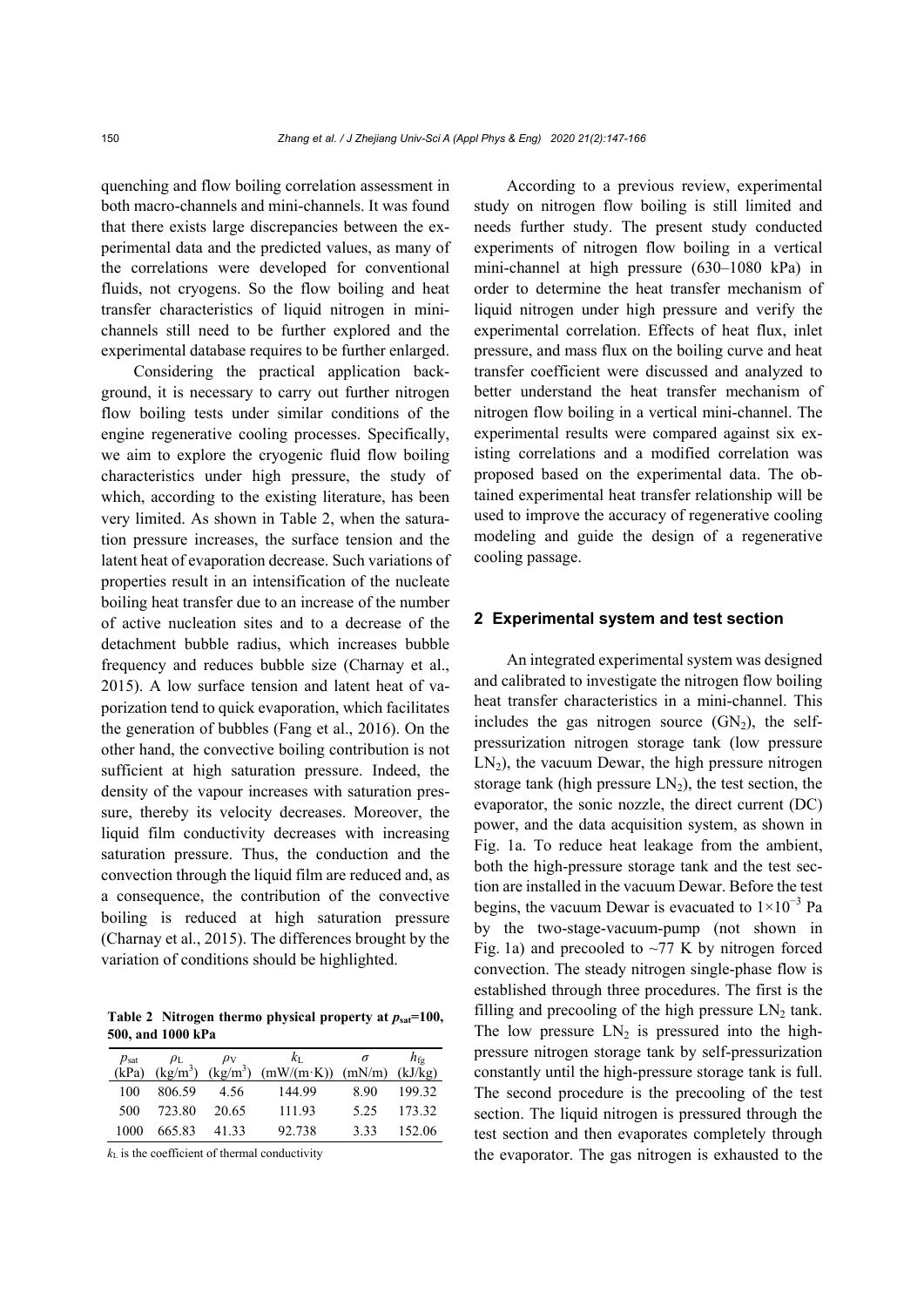quenching and flow boiling correlation assessment in both macro-channels and mini-channels. It was found that there exists large discrepancies between the experimental data and the predicted values, as many of the correlations were developed for conventional fluids, not cryogens. So the flow boiling and heat transfer characteristics of liquid nitrogen in mini-channels still need to be further explored and the experimental database requires to be further enlarged.

Considering the practical application background, it is necessary to carry out further nitrogen flow boiling tests under similar conditions of the engine regenerative cooling processes. Specifically, we aim to explore the cryogenic fluid flow boiling characteristics under high pressure, the study of which, according to the existing literature, has been very limited. As shown in Table 2, when the saturation pressure increases, the surface tension and the latent heat of evaporation decrease. Such variations of properties result in an intensification of the nucleate boiling heat transfer due to an increase of the number of active nucleation sites and to a decrease of the detachment bubble radius, which increases bubble frequency and reduces bubble size (Charnay et al., 2015). A low surface tension and latent heat of vaporization tend to quick evaporation, which facilitates the generation of bubbles (Fang et al., 2016). On the other hand, the convective boiling contribution is not sufficient at high saturation pressure. Indeed, the density of the vapour increases with saturation pressure, thereby its velocity decreases. Moreover, the liquid film conductivity decreases with increasing saturation pressure. Thus, the conduction and the convection through the liquid film are reduced and, as a consequence, the contribution of the convective boiling is reduced at high saturation pressure (Charnay et al., 2015). The differences brought by the variation of conditions should be highlighted.

**Table 2 Nitrogen thermo physical property at $p_{sat}$=100, 500, and 1000 kPa**

| $p_{sat}$ (kPa) | $\rho_L$ (kg/m$^3$) | $\rho_V$ (kg/m$^3$) | $k_L$ (mW/(m·K)) | $\sigma$ (mN/m) | $h_{fg}$ (kJ/kg) |
|---|---|---|---|---|---|
| 100 | 806.59 | 4.56 | 144.99 | 8.90 | 199.32 |
| 500 | 723.80 | 20.65 | 111.93 | 5.25 | 173.32 |
| 1000 | 665.83 | 41.33 | 92.738 | 3.33 | 152.06 |

$k_L$ is the coefficient of thermal conductivity

According to a previous review, experimental study on nitrogen flow boiling is still limited and needs further study. The present study conducted experiments of nitrogen flow boiling in a vertical mini-channel at high pressure (630–1080 kPa) in order to determine the heat transfer mechanism of liquid nitrogen under high pressure and verify the experimental correlation. Effects of heat flux, inlet pressure, and mass flux on the boiling curve and heat transfer coefficient were discussed and analyzed to better understand the heat transfer mechanism of nitrogen flow boiling in a vertical mini-channel. The experimental results were compared against six existing correlations and a modified correlation was proposed based on the experimental data. The obtained experimental heat transfer relationship will be used to improve the accuracy of regenerative cooling modeling and guide the design of a regenerative cooling passage.

## 2 Experimental system and test section

An integrated experimental system was designed and calibrated to investigate the nitrogen flow boiling heat transfer characteristics in a mini-channel. This includes the gas nitrogen source ($GN_2$), the self-pressurization nitrogen storage tank (low pressure $LN_2$), the vacuum Dewar, the high pressure nitrogen storage tank (high pressure $LN_2$), the test section, the evaporator, the sonic nozzle, the direct current (DC) power, and the data acquisition system, as shown in Fig. 1a. To reduce heat leakage from the ambient, both the high-pressure storage tank and the test section are installed in the vacuum Dewar. Before the test begins, the vacuum Dewar is evacuated to $1\times10^{-3}$ Pa by the two-stage-vacuum-pump (not shown in Fig. 1a) and precooled to ~77 K by nitrogen forced convection. The steady nitrogen single-phase flow is established through three procedures. The first is the filling and precooling of the high pressure $LN_2$ tank. The low pressure $LN_2$ is pressured into the high-pressure nitrogen storage tank by self-pressurization constantly until the high-pressure storage tank is full. The second procedure is the precooling of the test section. The liquid nitrogen is pressured through the test section and then evaporates completely through the evaporator. The gas nitrogen is exhausted to the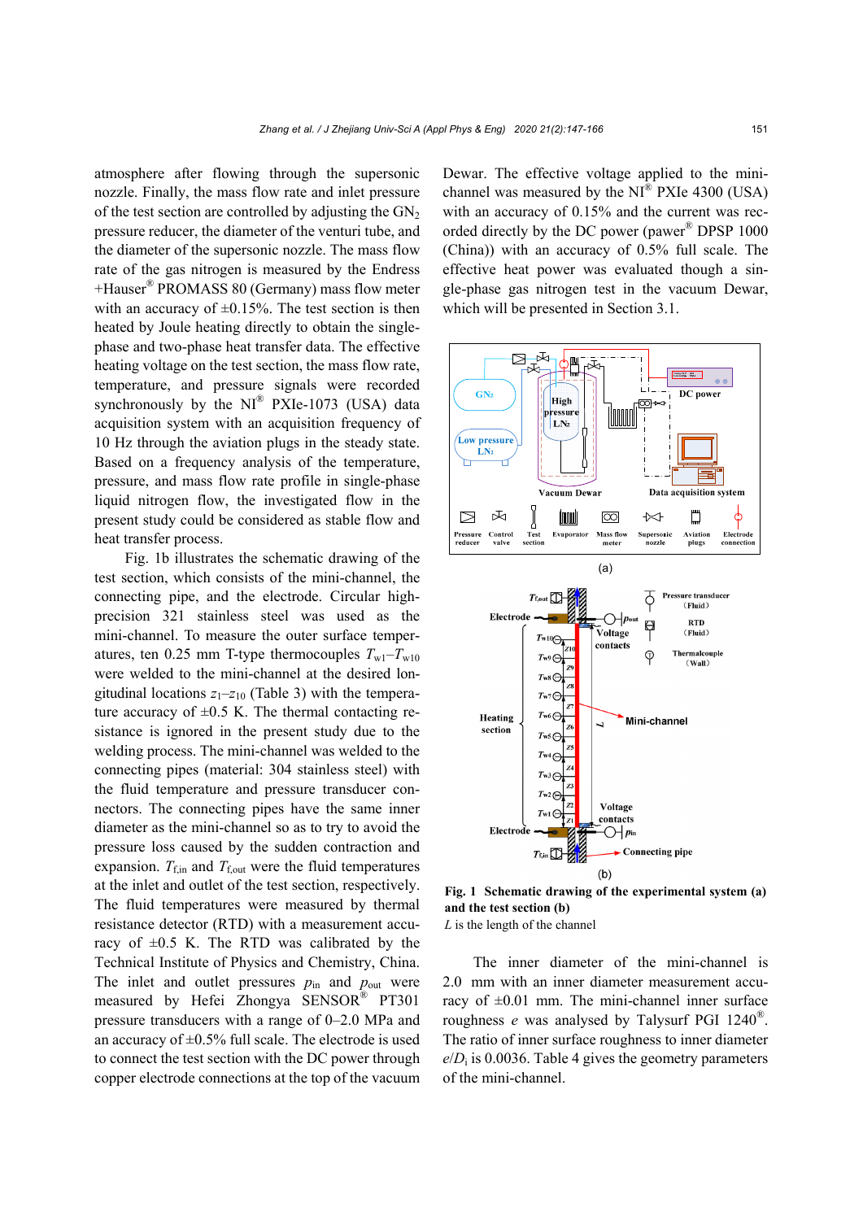atmosphere after flowing through the supersonic nozzle. Finally, the mass flow rate and inlet pressure of the test section are controlled by adjusting the $GN_2$ pressure reducer, the diameter of the venturi tube, and the diameter of the supersonic nozzle. The mass flow rate of the gas nitrogen is measured by the Endress +Hauser® PROMASS 80 (Germany) mass flow meter with an accuracy of ±0.15%. The test section is then heated by Joule heating directly to obtain the single-phase and two-phase heat transfer data. The effective heating voltage on the test section, the mass flow rate, temperature, and pressure signals were recorded synchronously by the NI® PXIe-1073 (USA) data acquisition system with an acquisition frequency of 10 Hz through the aviation plugs in the steady state. Based on a frequency analysis of the temperature, pressure, and mass flow rate profile in single-phase liquid nitrogen flow, the investigated flow in the present study could be considered as stable flow and heat transfer process.

Fig. 1b illustrates the schematic drawing of the test section, which consists of the mini-channel, the connecting pipe, and the electrode. Circular high-precision 321 stainless steel was used as the mini-channel. To measure the outer surface temperatures, ten 0.25 mm T-type thermocouples $T_{w1}$–$T_{w10}$ were welded to the mini-channel at the desired longitudinal locations $z_1$–$z_{10}$ (Table 3) with the temperature accuracy of ±0.5 K. The thermal contacting resistance is ignored in the present study due to the welding process. The mini-channel was welded to the connecting pipes (material: 304 stainless steel) with the fluid temperature and pressure transducer connectors. The connecting pipes have the same inner diameter as the mini-channel so as to try to avoid the pressure loss caused by the sudden contraction and expansion. $T_{f,in}$ and $T_{f,out}$ were the fluid temperatures at the inlet and outlet of the test section, respectively. The fluid temperatures were measured by thermal resistance detector (RTD) with a measurement accuracy of ±0.5 K. The RTD was calibrated by the Technical Institute of Physics and Chemistry, China. The inlet and outlet pressures $p_{in}$ and $p_{out}$ were measured by Hefei Zhongya SENSOR® PT301 pressure transducers with a range of 0–2.0 MPa and an accuracy of ±0.5% full scale. The electrode is used to connect the test section with the DC power through copper electrode connections at the top of the vacuum Dewar. The effective voltage applied to the mini-channel was measured by the NI® PXIe 4300 (USA) with an accuracy of 0.15% and the current was recorded directly by the DC power (pawer® DPSP 1000 (China)) with an accuracy of 0.5% full scale. The effective heat power was evaluated though a single-phase gas nitrogen test in the vacuum Dewar, which will be presented in Section 3.1.

**Fig. 1 Schematic drawing of the experimental system (a) and the test section (b)**
$L$ is the length of the channel

The inner diameter of the mini-channel is 2.0 mm with an inner diameter measurement accuracy of ±0.01 mm. The mini-channel inner surface roughness $e$ was analysed by Talysurf PGI 1240®. The ratio of inner surface roughness to inner diameter $e/D_i$ is 0.0036. Table 4 gives the geometry parameters of the mini-channel.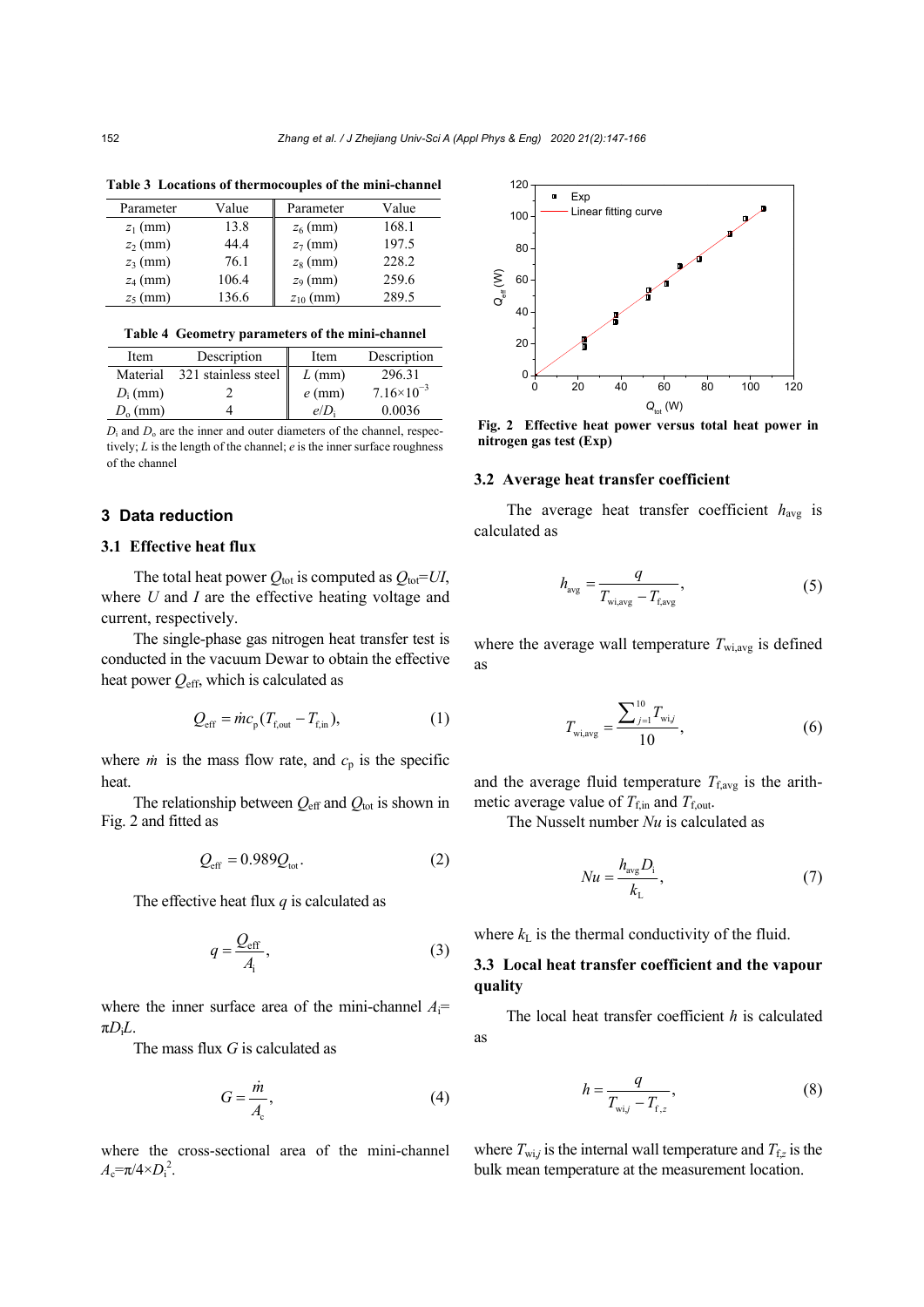**Table 3 Locations of thermocouples of the mini-channel**

| Parameter | Value | Parameter | Value |
|---|---|---|---|
| $z_1$ (mm) | 13.8 | $z_6$ (mm) | 168.1 |
| $z_2$ (mm) | 44.4 | $z_7$ (mm) | 197.5 |
| $z_3$ (mm) | 76.1 | $z_8$ (mm) | 228.2 |
| $z_4$ (mm) | 106.4 | $z_9$ (mm) | 259.6 |
| $z_5$ (mm) | 136.6 | $z_{10}$ (mm) | 289.5 |

**Table 4 Geometry parameters of the mini-channel**

| Item | Description | Item | Description |
|---|---|---|---|
| Material | 321 stainless steel | $L$ (mm) | 296.31 |
| $D_i$ (mm) | 2 | $e$ (mm) | $7.16\times10^{-3}$ |
| $D_o$ (mm) | 4 | $e/D_i$ | 0.0036 |

$D_i$ and $D_o$ are the inner and outer diameters of the channel, respectively; $L$ is the length of the channel; $e$ is the inner surface roughness of the channel

## 3 Data reduction

### 3.1 Effective heat flux

The total heat power $Q_{tot}$ is computed as $Q_{tot}=UI$, where $U$ and $I$ are the effective heating voltage and current, respectively.

The single-phase gas nitrogen heat transfer test is conducted in the vacuum Dewar to obtain the effective heat power $Q_{eff}$, which is calculated as

$$Q_{eff} = \dot{m}c_p(T_{f,out} - T_{f,in}), \tag{1}$$

where $\dot{m}$ is the mass flow rate, and $c_p$ is the specific heat.

The relationship between $Q_{eff}$ and $Q_{tot}$ is shown in Fig. 2 and fitted as

$$Q_{eff} = 0.989Q_{tot}. \tag{2}$$

The effective heat flux $q$ is calculated as

$$q = \frac{Q_{eff}}{A_i}, \tag{3}$$

where the inner surface area of the mini-channel $A_i=\pi D_i L$.

The mass flux $G$ is calculated as

$$G = \frac{\dot{m}}{A_c}, \tag{4}$$

where the cross-sectional area of the mini-channel $A_c=\pi/4\times D_i^2$.

**Fig. 2 Effective heat power versus total heat power in nitrogen gas test (Exp)**

### 3.2 Average heat transfer coefficient

The average heat transfer coefficient $h_{avg}$ is calculated as

$$h_{avg} = \frac{q}{T_{wi,avg} - T_{f,avg}}, \tag{5}$$

where the average wall temperature $T_{wi,avg}$ is defined as

$$T_{wi,avg} = \frac{\sum_{j=1}^{10} T_{wi,j}}{10}, \tag{6}$$

and the average fluid temperature $T_{f,avg}$ is the arithmetic average value of $T_{f,in}$ and $T_{f,out}$.

The Nusselt number $Nu$ is calculated as

$$Nu = \frac{h_{avg}D_i}{k_L}, \tag{7}$$

where $k_L$ is the thermal conductivity of the fluid.

### 3.3 Local heat transfer coefficient and the vapour quality

The local heat transfer coefficient $h$ is calculated as

$$h = \frac{q}{T_{wi,j} - T_{f,z}}, \tag{8}$$

where $T_{wi,j}$ is the internal wall temperature and $T_{f,z}$ is the bulk mean temperature at the measurement location.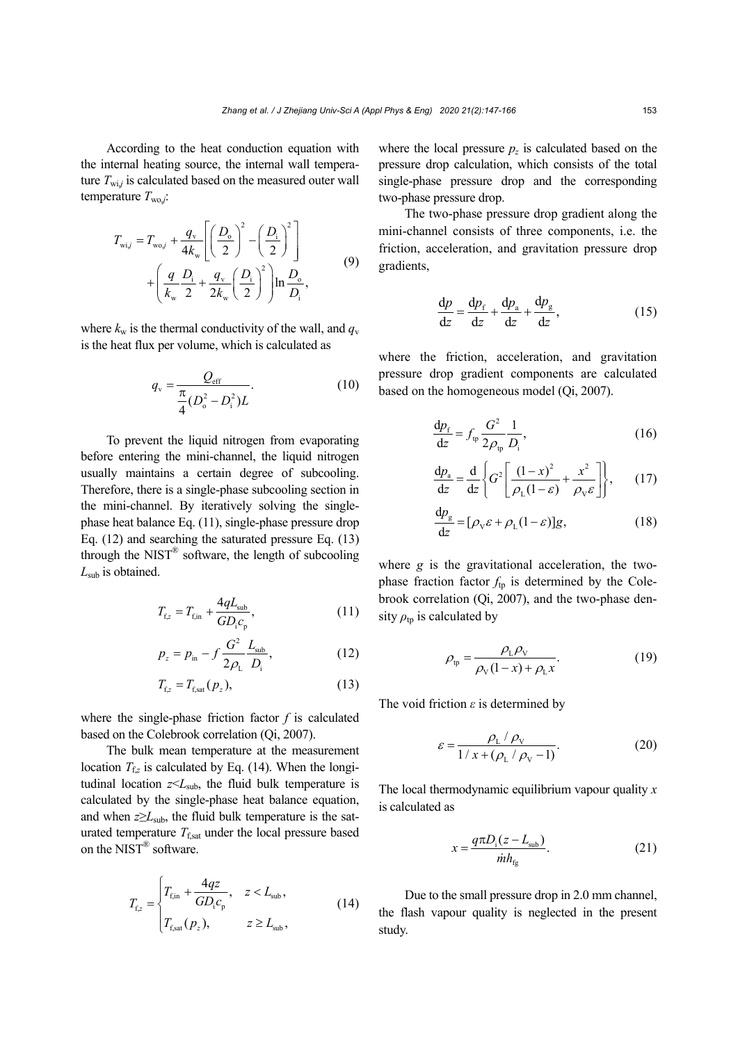According to the heat conduction equation with the internal heating source, the internal wall temperature $T_{\mathrm{wi},j}$ is calculated based on the measured outer wall temperature $T_{\mathrm{wo},j}$:

$$T_{\mathrm{wi},j}=T_{\mathrm{wo},j}+\frac{q_{\mathrm{v}}}{4k_{\mathrm{w}}}\left[\left(\frac{D_{\mathrm{o}}}{2}\right)^2-\left(\frac{D_{\mathrm{i}}}{2}\right)^2\right]+\left(\frac{q}{k_{\mathrm{w}}}\frac{D_{\mathrm{i}}}{2}+\frac{q_{\mathrm{v}}}{2k_{\mathrm{w}}}\left(\frac{D_{\mathrm{i}}}{2}\right)^2\right)\ln\frac{D_{\mathrm{o}}}{D_{\mathrm{i}}}, \tag{9}$$

where $k_{\mathrm{w}}$ is the thermal conductivity of the wall, and $q_{\mathrm{v}}$ is the heat flux per volume, which is calculated as

$$q_{\mathrm{v}}=\frac{Q_{\mathrm{eff}}}{\frac{\pi}{4}(D_{\mathrm{o}}^2-D_{\mathrm{i}}^2)L}. \tag{10}$$

To prevent the liquid nitrogen from evaporating before entering the mini-channel, the liquid nitrogen usually maintains a certain degree of subcooling. Therefore, there is a single-phase subcooling section in the mini-channel. By iteratively solving the single-phase heat balance Eq. (11), single-phase pressure drop Eq. (12) and searching the saturated pressure Eq. (13) through the NIST® software, the length of subcooling $L_{\mathrm{sub}}$ is obtained.

$$T_{\mathrm{f},z}=T_{\mathrm{f,in}}+\frac{4qL_{\mathrm{sub}}}{GD_{\mathrm{i}}c_{\mathrm{p}}}, \tag{11}$$

$$p_z=p_{\mathrm{in}}-f\frac{G^2}{2\rho_{\mathrm{L}}}\frac{L_{\mathrm{sub}}}{D_{\mathrm{i}}}, \tag{12}$$

$$T_{\mathrm{f},z}=T_{\mathrm{f,sat}}(p_z), \tag{13}$$

where the single-phase friction factor $f$ is calculated based on the Colebrook correlation (Qi, 2007).

The bulk mean temperature at the measurement location $T_{\mathrm{f},z}$ is calculated by Eq. (14). When the longitudinal location $z<L_{\mathrm{sub}}$, the fluid bulk temperature is calculated by the single-phase heat balance equation, and when $z\geq L_{\mathrm{sub}}$, the fluid bulk temperature is the saturated temperature $T_{\mathrm{f,sat}}$ under the local pressure based on the NIST® software.

$$T_{\mathrm{f},z}=\begin{cases}T_{\mathrm{f,in}}+\dfrac{4qz}{GD_{\mathrm{i}}c_{\mathrm{p}}}, & z<L_{\mathrm{sub}},\\[2ex] T_{\mathrm{f,sat}}(p_z), & z\geq L_{\mathrm{sub}},\end{cases} \tag{14}$$

where the local pressure $p_z$ is calculated based on the pressure drop calculation, which consists of the total single-phase pressure drop and the corresponding two-phase pressure drop.

The two-phase pressure drop gradient along the mini-channel consists of three components, i.e. the friction, acceleration, and gravitation pressure drop gradients,

$$\frac{\mathrm{d}p}{\mathrm{d}z}=\frac{\mathrm{d}p_{\mathrm{f}}}{\mathrm{d}z}+\frac{\mathrm{d}p_{\mathrm{a}}}{\mathrm{d}z}+\frac{\mathrm{d}p_{\mathrm{g}}}{\mathrm{d}z}, \tag{15}$$

where the friction, acceleration, and gravitation pressure drop gradient components are calculated based on the homogeneous model (Qi, 2007).

$$\frac{\mathrm{d}p_{\mathrm{f}}}{\mathrm{d}z}=f_{\mathrm{tp}}\frac{G^2}{2\rho_{\mathrm{tp}}}\frac{1}{D_{\mathrm{i}}}, \tag{16}$$

$$\frac{\mathrm{d}p_{\mathrm{a}}}{\mathrm{d}z}=\frac{\mathrm{d}}{\mathrm{d}z}\left\{G^2\left[\frac{(1-x)^2}{\rho_{\mathrm{L}}(1-\varepsilon)}+\frac{x^2}{\rho_{\mathrm{V}}\varepsilon}\right]\right\}, \tag{17}$$

$$\frac{\mathrm{d}p_{\mathrm{g}}}{\mathrm{d}z}=[\rho_{\mathrm{V}}\varepsilon+\rho_{\mathrm{L}}(1-\varepsilon)]g, \tag{18}$$

where $g$ is the gravitational acceleration, the two-phase fraction factor $f_{\mathrm{tp}}$ is determined by the Colebrook correlation (Qi, 2007), and the two-phase density $\rho_{\mathrm{tp}}$ is calculated by

$$\rho_{\mathrm{tp}}=\frac{\rho_{\mathrm{L}}\rho_{\mathrm{V}}}{\rho_{\mathrm{V}}(1-x)+\rho_{\mathrm{L}}x}. \tag{19}$$

The void friction $\varepsilon$ is determined by

$$\varepsilon=\frac{\rho_{\mathrm{L}}/\rho_{\mathrm{V}}}{1/x+(\rho_{\mathrm{L}}/\rho_{\mathrm{V}}-1)}. \tag{20}$$

The local thermodynamic equilibrium vapour quality $x$ is calculated as

$$x=\frac{q\pi D_{\mathrm{i}}(z-L_{\mathrm{sub}})}{\dot{m}h_{\mathrm{fg}}}. \tag{21}$$

Due to the small pressure drop in 2.0 mm channel, the flash vapour quality is neglected in the present study.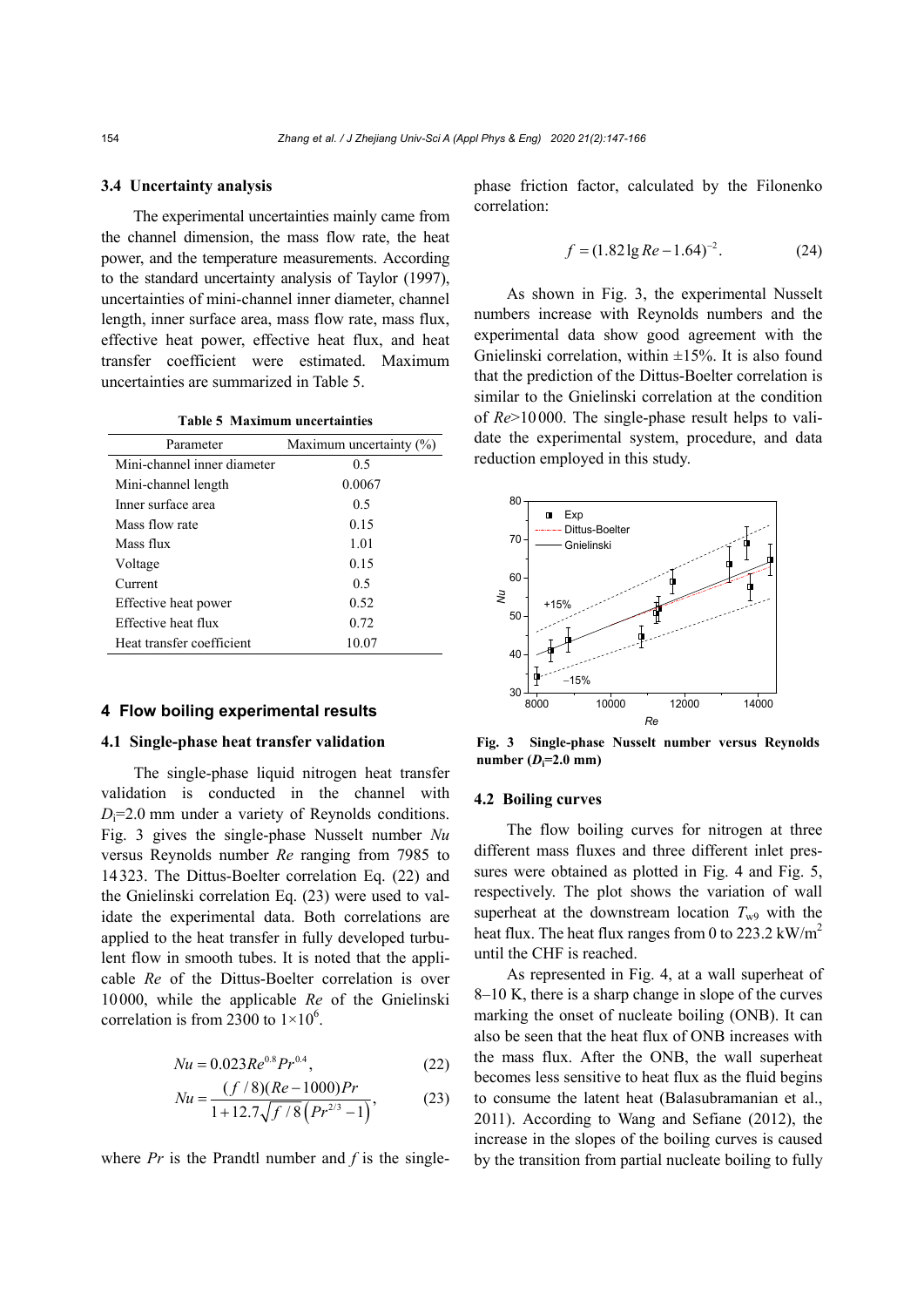### 3.4 Uncertainty analysis

The experimental uncertainties mainly came from the channel dimension, the mass flow rate, the heat power, and the temperature measurements. According to the standard uncertainty analysis of Taylor (1997), uncertainties of mini-channel inner diameter, channel length, inner surface area, mass flow rate, mass flux, effective heat power, effective heat flux, and heat transfer coefficient were estimated. Maximum uncertainties are summarized in Table 5.

**Table 5 Maximum uncertainties**

| Parameter | Maximum uncertainty (%) |
|---|---|
| Mini-channel inner diameter | 0.5 |
| Mini-channel length | 0.0067 |
| Inner surface area | 0.5 |
| Mass flow rate | 0.15 |
| Mass flux | 1.01 |
| Voltage | 0.15 |
| Current | 0.5 |
| Effective heat power | 0.52 |
| Effective heat flux | 0.72 |
| Heat transfer coefficient | 10.07 |

## 4 Flow boiling experimental results

### 4.1 Single-phase heat transfer validation

The single-phase liquid nitrogen heat transfer validation is conducted in the channel with $D_i$=2.0 mm under a variety of Reynolds conditions. Fig. 3 gives the single-phase Nusselt number *Nu* versus Reynolds number *Re* ranging from 7985 to 14323. The Dittus-Boelter correlation Eq. (22) and the Gnielinski correlation Eq. (23) were used to validate the experimental data. Both correlations are applied to the heat transfer in fully developed turbulent flow in smooth tubes. It is noted that the applicable *Re* of the Dittus-Boelter correlation is over 10000, while the applicable *Re* of the Gnielinski correlation is from 2300 to $1\times10^6$.

$$Nu = 0.023Re^{0.8}Pr^{0.4}, \tag{22}$$

$$Nu = \frac{(f/8)(Re-1000)Pr}{1+12.7\sqrt{f/8}\left(Pr^{2/3}-1\right)}, \tag{23}$$

where *Pr* is the Prandtl number and *f* is the single-phase friction factor, calculated by the Filonenko correlation:

$$f = (1.82\lg Re - 1.64)^{-2}. \tag{24}$$

As shown in Fig. 3, the experimental Nusselt numbers increase with Reynolds numbers and the experimental data show good agreement with the Gnielinski correlation, within ±15%. It is also found that the prediction of the Dittus-Boelter correlation is similar to the Gnielinski correlation at the condition of *Re*>10000. The single-phase result helps to validate the experimental system, procedure, and data reduction employed in this study.

**Fig. 3 Single-phase Nusselt number versus Reynolds number ($D_i$=2.0 mm)**

### 4.2 Boiling curves

The flow boiling curves for nitrogen at three different mass fluxes and three different inlet pressures were obtained as plotted in Fig. 4 and Fig. 5, respectively. The plot shows the variation of wall superheat at the downstream location $T_{w9}$ with the heat flux. The heat flux ranges from 0 to 223.2 kW/m$^2$ until the CHF is reached.

As represented in Fig. 4, at a wall superheat of 8–10 K, there is a sharp change in slope of the curves marking the onset of nucleate boiling (ONB). It can also be seen that the heat flux of ONB increases with the mass flux. After the ONB, the wall superheat becomes less sensitive to heat flux as the fluid begins to consume the latent heat (Balasubramanian et al., 2011). According to Wang and Sefiane (2012), the increase in the slopes of the boiling curves is caused by the transition from partial nucleate boiling to fully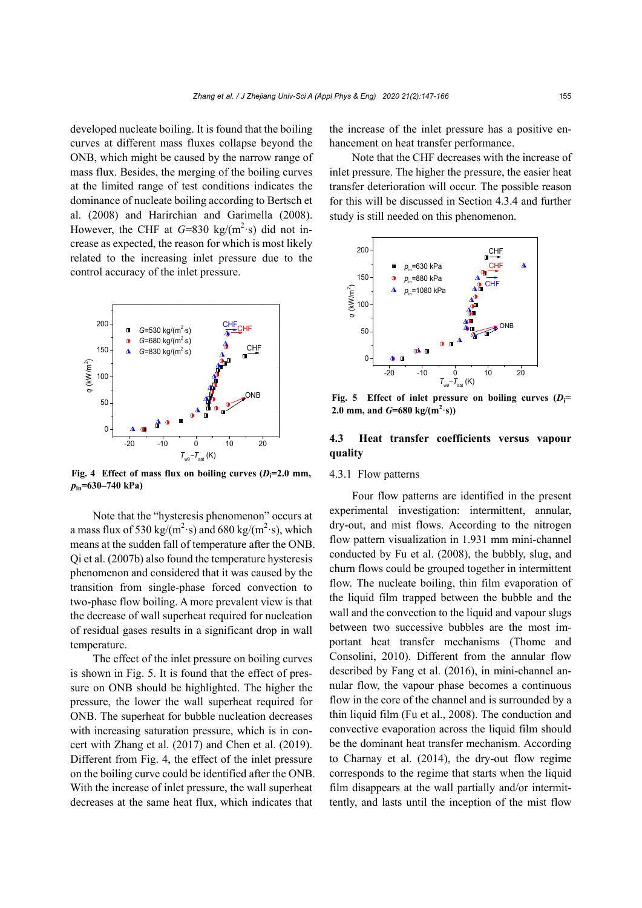developed nucleate boiling. It is found that the boiling curves at different mass fluxes collapse beyond the ONB, which might be caused by the narrow range of mass flux. Besides, the merging of the boiling curves at the limited range of test conditions indicates the dominance of nucleate boiling according to Bertsch et al. (2008) and Harirchian and Garimella (2008). However, the CHF at $G$=830 kg/(m$^2$·s) did not increase as expected, the reason for which is most likely related to the increasing inlet pressure due to the control accuracy of the inlet pressure.

**Fig. 4 Effect of mass flux on boiling curves ($D_i$=2.0 mm, $p_{in}$=630–740 kPa)**

Note that the "hysteresis phenomenon" occurs at a mass flux of 530 kg/(m$^2$·s) and 680 kg/(m$^2$·s), which means at the sudden fall of temperature after the ONB. Qi et al. (2007b) also found the temperature hysteresis phenomenon and considered that it was caused by the transition from single-phase forced convection to two-phase flow boiling. A more prevalent view is that the decrease of wall superheat required for nucleation of residual gases results in a significant drop in wall temperature.

The effect of the inlet pressure on boiling curves is shown in Fig. 5. It is found that the effect of pressure on ONB should be highlighted. The higher the pressure, the lower the wall superheat required for ONB. The superheat for bubble nucleation decreases with increasing saturation pressure, which is in concert with Zhang et al. (2017) and Chen et al. (2019). Different from Fig. 4, the effect of the inlet pressure on the boiling curve could be identified after the ONB. With the increase of inlet pressure, the wall superheat decreases at the same heat flux, which indicates that the increase of the inlet pressure has a positive enhancement on heat transfer performance.

Note that the CHF decreases with the increase of inlet pressure. The higher the pressure, the easier heat transfer deterioration will occur. The possible reason for this will be discussed in Section 4.3.4 and further study is still needed on this phenomenon.

**Fig. 5 Effect of inlet pressure on boiling curves ($D_i$=2.0 mm, and $G$=680 kg/(m$^2$·s))**

### 4.3 Heat transfer coefficients versus vapour quality

#### 4.3.1 Flow patterns

Four flow patterns are identified in the present experimental investigation: intermittent, annular, dry-out, and mist flows. According to the nitrogen flow pattern visualization in 1.931 mm mini-channel conducted by Fu et al. (2008), the bubbly, slug, and churn flows could be grouped together in intermittent flow. The nucleate boiling, thin film evaporation of the liquid film trapped between the bubble and the wall and the convection to the liquid and vapour slugs between two successive bubbles are the most important heat transfer mechanisms (Thome and Consolini, 2010). Different from the annular flow described by Fang et al. (2016), in mini-channel annular flow, the vapour phase becomes a continuous flow in the core of the channel and is surrounded by a thin liquid film (Fu et al., 2008). The conduction and convective evaporation across the liquid film should be the dominant heat transfer mechanism. According to Charnay et al. (2014), the dry-out flow regime corresponds to the regime that starts when the liquid film disappears at the wall partially and/or intermittently, and lasts until the inception of the mist flow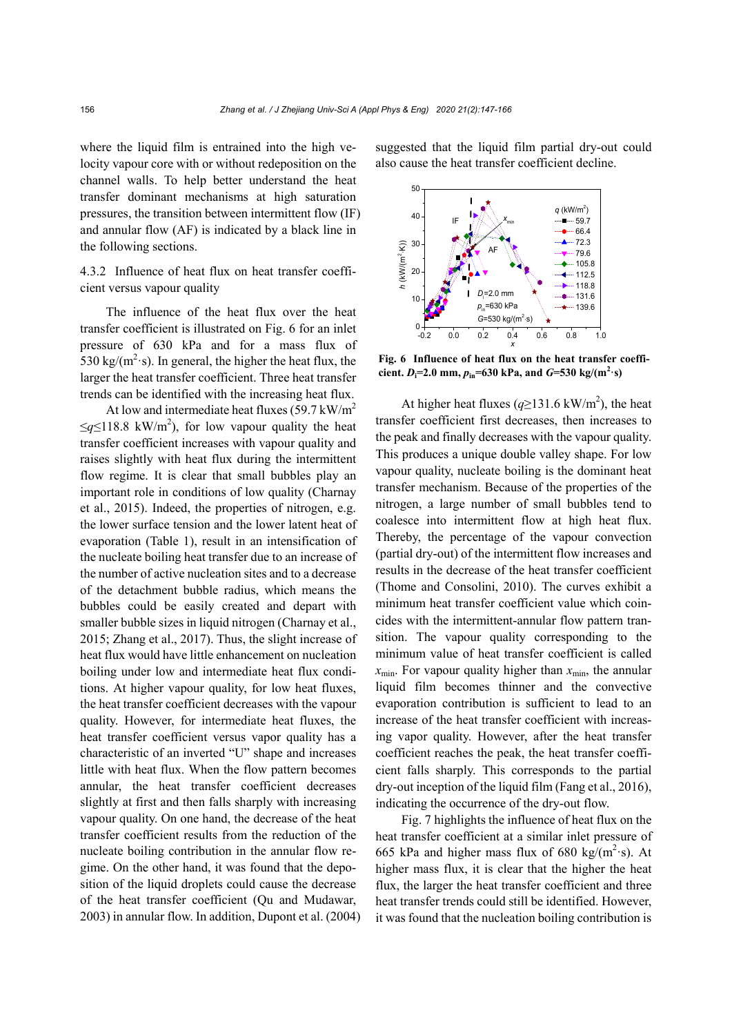where the liquid film is entrained into the high velocity vapour core with or without redeposition on the channel walls. To help better understand the heat transfer dominant mechanisms at high saturation pressures, the transition between intermittent flow (IF) and annular flow (AF) is indicated by a black line in the following sections.

### 4.3.2 Influence of heat flux on heat transfer coefficient versus vapour quality

The influence of the heat flux over the heat transfer coefficient is illustrated on Fig. 6 for an inlet pressure of 630 kPa and for a mass flux of 530 kg/(m$^2$·s). In general, the higher the heat flux, the larger the heat transfer coefficient. Three heat transfer trends can be identified with the increasing heat flux.

At low and intermediate heat fluxes (59.7 kW/m$^2$ $\leq q \leq$118.8 kW/m$^2$), for low vapour quality the heat transfer coefficient increases with vapour quality and raises slightly with heat flux during the intermittent flow regime. It is clear that small bubbles play an important role in conditions of low quality (Charnay et al., 2015). Indeed, the properties of nitrogen, e.g. the lower surface tension and the lower latent heat of evaporation (Table 1), result in an intensification of the nucleate boiling heat transfer due to an increase of the number of active nucleation sites and to a decrease of the detachment bubble radius, which means the bubbles could be easily created and depart with smaller bubble sizes in liquid nitrogen (Charnay et al., 2015; Zhang et al., 2017). Thus, the slight increase of heat flux would have little enhancement on nucleation boiling under low and intermediate heat flux conditions. At higher vapour quality, for low heat fluxes, the heat transfer coefficient decreases with the vapour quality. However, for intermediate heat fluxes, the heat transfer coefficient versus vapor quality has a characteristic of an inverted "U" shape and increases little with heat flux. When the flow pattern becomes annular, the heat transfer coefficient decreases slightly at first and then falls sharply with increasing vapour quality. On one hand, the decrease of the heat transfer coefficient results from the reduction of the nucleate boiling contribution in the annular flow regime. On the other hand, it was found that the deposition of the liquid droplets could cause the decrease of the heat transfer coefficient (Qu and Mudawar, 2003) in annular flow. In addition, Dupont et al. (2004) suggested that the liquid film partial dry-out could also cause the heat transfer coefficient decline.

**Fig. 6 Influence of heat flux on the heat transfer coefficient. $D_i$=2.0 mm, $p_{in}$=630 kPa, and $G$=530 kg/(m$^2$·s)**

At higher heat fluxes ($q \geq$131.6 kW/m$^2$), the heat transfer coefficient first decreases, then increases to the peak and finally decreases with the vapour quality. This produces a unique double valley shape. For low vapour quality, nucleate boiling is the dominant heat transfer mechanism. Because of the properties of the nitrogen, a large number of small bubbles tend to coalesce into intermittent flow at high heat flux. Thereby, the percentage of the vapour convection (partial dry-out) of the intermittent flow increases and results in the decrease of the heat transfer coefficient (Thome and Consolini, 2010). The curves exhibit a minimum heat transfer coefficient value which coincides with the intermittent-annular flow pattern transition. The vapour quality corresponding to the minimum value of heat transfer coefficient is called $x_{min}$. For vapour quality higher than $x_{min}$, the annular liquid film becomes thinner and the convective evaporation contribution is sufficient to lead to an increase of the heat transfer coefficient with increasing vapor quality. However, after the heat transfer coefficient reaches the peak, the heat transfer coefficient falls sharply. This corresponds to the partial dry-out inception of the liquid film (Fang et al., 2016), indicating the occurrence of the dry-out flow.

Fig. 7 highlights the influence of heat flux on the heat transfer coefficient at a similar inlet pressure of 665 kPa and higher mass flux of 680 kg/(m$^2$·s). At higher mass flux, it is clear that the higher the heat flux, the larger the heat transfer coefficient and three heat transfer trends could still be identified. However, it was found that the nucleation boiling contribution is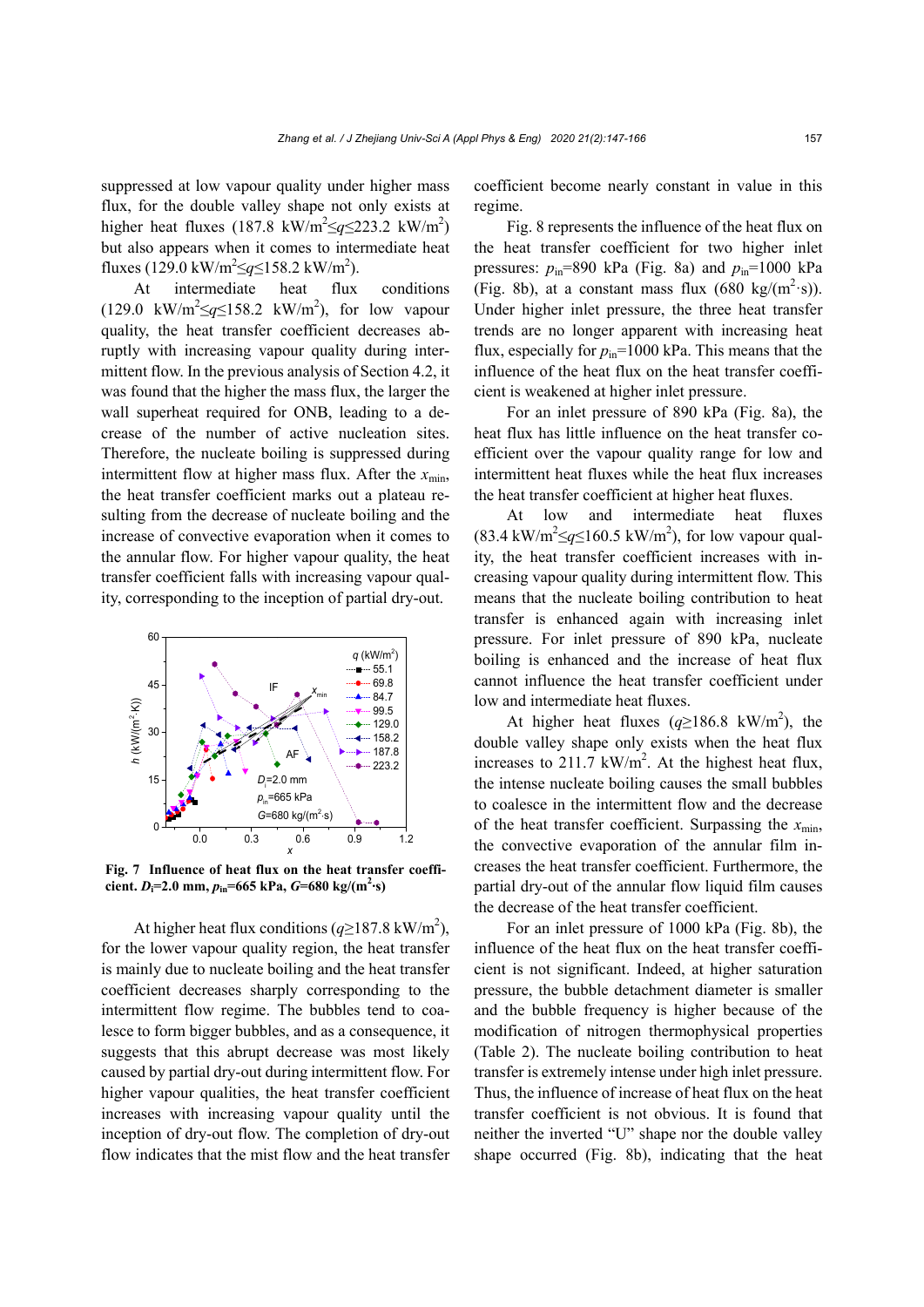suppressed at low vapour quality under higher mass flux, for the double valley shape not only exists at higher heat fluxes (187.8 kW/m$^2$≤$q$≤223.2 kW/m$^2$) but also appears when it comes to intermediate heat fluxes (129.0 kW/m$^2$≤$q$≤158.2 kW/m$^2$).

At intermediate heat flux conditions (129.0 kW/m$^2$≤$q$≤158.2 kW/m$^2$), for low vapour quality, the heat transfer coefficient decreases abruptly with increasing vapour quality during intermittent flow. In the previous analysis of Section 4.2, it was found that the higher the mass flux, the larger the wall superheat required for ONB, leading to a decrease of the number of active nucleation sites. Therefore, the nucleate boiling is suppressed during intermittent flow at higher mass flux. After the $x_{min}$, the heat transfer coefficient marks out a plateau resulting from the decrease of nucleate boiling and the increase of convective evaporation when it comes to the annular flow. For higher vapour quality, the heat transfer coefficient falls with increasing vapour quality, corresponding to the inception of partial dry-out.

Fig. 7 Influence of heat flux on the heat transfer coefficient. $D_i$=2.0 mm, $p_{in}$=665 kPa, $G$=680 kg/(m$^2$·s)

At higher heat flux conditions ($q$≥187.8 kW/m$^2$), for the lower vapour quality region, the heat transfer is mainly due to nucleate boiling and the heat transfer coefficient decreases sharply corresponding to the intermittent flow regime. The bubbles tend to coalesce to form bigger bubbles, and as a consequence, it suggests that this abrupt decrease was most likely caused by partial dry-out during intermittent flow. For higher vapour qualities, the heat transfer coefficient increases with increasing vapour quality until the inception of dry-out flow. The completion of dry-out flow indicates that the mist flow and the heat transfer coefficient become nearly constant in value in this regime.

Fig. 8 represents the influence of the heat flux on the heat transfer coefficient for two higher inlet pressures: $p_{in}$=890 kPa (Fig. 8a) and $p_{in}$=1000 kPa (Fig. 8b), at a constant mass flux (680 kg/(m$^2$·s)). Under higher inlet pressure, the three heat transfer trends are no longer apparent with increasing heat flux, especially for $p_{in}$=1000 kPa. This means that the influence of the heat flux on the heat transfer coefficient is weakened at higher inlet pressure.

For an inlet pressure of 890 kPa (Fig. 8a), the heat flux has little influence on the heat transfer coefficient over the vapour quality range for low and intermittent heat fluxes while the heat flux increases the heat transfer coefficient at higher heat fluxes.

At low and intermediate heat fluxes (83.4 kW/m$^2$≤$q$≤160.5 kW/m$^2$), for low vapour quality, the heat transfer coefficient increases with increasing vapour quality during intermittent flow. This means that the nucleate boiling contribution to heat transfer is enhanced again with increasing inlet pressure. For inlet pressure of 890 kPa, nucleate boiling is enhanced and the increase of heat flux cannot influence the heat transfer coefficient under low and intermediate heat fluxes.

At higher heat fluxes ($q$≥186.8 kW/m$^2$), the double valley shape only exists when the heat flux increases to 211.7 kW/m$^2$. At the highest heat flux, the intense nucleate boiling causes the small bubbles to coalesce in the intermittent flow and the decrease of the heat transfer coefficient. Surpassing the $x_{min}$, the convective evaporation of the annular film increases the heat transfer coefficient. Furthermore, the partial dry-out of the annular flow liquid film causes the decrease of the heat transfer coefficient.

For an inlet pressure of 1000 kPa (Fig. 8b), the influence of the heat flux on the heat transfer coefficient is not significant. Indeed, at higher saturation pressure, the bubble detachment diameter is smaller and the bubble frequency is higher because of the modification of nitrogen thermophysical properties (Table 2). The nucleate boiling contribution to heat transfer is extremely intense under high inlet pressure. Thus, the influence of increase of heat flux on the heat transfer coefficient is not obvious. It is found that neither the inverted "U" shape nor the double valley shape occurred (Fig. 8b), indicating that the heat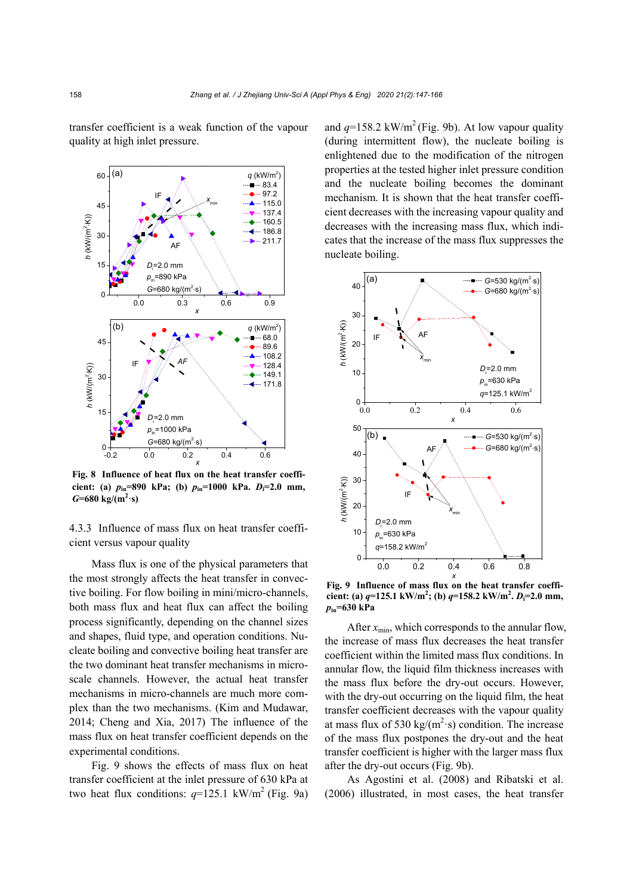transfer coefficient is a weak function of the vapour quality at high inlet pressure.

Fig. 8 Influence of heat flux on the heat transfer coefficient: (a) $p_{in}$=890 kPa; (b) $p_{in}$=1000 kPa. $D_i$=2.0 mm, $G$=680 kg/(m$^2$·s)

### 4.3.3 Influence of mass flux on heat transfer coefficient versus vapour quality

Mass flux is one of the physical parameters that the most strongly affects the heat transfer in convective boiling. For flow boiling in mini/micro-channels, both mass flux and heat flux can affect the boiling process significantly, depending on the channel sizes and shapes, fluid type, and operation conditions. Nucleate boiling and convective boiling heat transfer are the two dominant heat transfer mechanisms in micro-scale channels. However, the actual heat transfer mechanisms in micro-channels are much more complex than the two mechanisms. (Kim and Mudawar, 2014; Cheng and Xia, 2017) The influence of the mass flux on heat transfer coefficient depends on the experimental conditions.

Fig. 9 shows the effects of mass flux on heat transfer coefficient at the inlet pressure of 630 kPa at two heat flux conditions: $q$=125.1 kW/m$^2$ (Fig. 9a) and $q$=158.2 kW/m$^2$ (Fig. 9b). At low vapour quality (during intermittent flow), the nucleate boiling is enlightened due to the modification of the nitrogen properties at the tested higher inlet pressure condition and the nucleate boiling becomes the dominant mechanism. It is shown that the heat transfer coefficient decreases with the increasing vapour quality and decreases with the increasing mass flux, which indicates that the increase of the mass flux suppresses the nucleate boiling.

Fig. 9 Influence of mass flux on the heat transfer coefficient: (a) $q$=125.1 kW/m$^2$; (b) $q$=158.2 kW/m$^2$. $D_i$=2.0 mm, $p_{in}$=630 kPa

After $x_{min}$, which corresponds to the annular flow, the increase of mass flux decreases the heat transfer coefficient within the limited mass flux conditions. In annular flow, the liquid film thickness increases with the mass flux before the dry-out occurs. However, with the dry-out occurring on the liquid film, the heat transfer coefficient decreases with the vapour quality at mass flux of 530 kg/(m$^2$·s) condition. The increase of the mass flux postpones the dry-out and the heat transfer coefficient is higher with the larger mass flux after the dry-out occurs (Fig. 9b).

As Agostini et al. (2008) and Ribatski et al. (2006) illustrated, in most cases, the heat transfer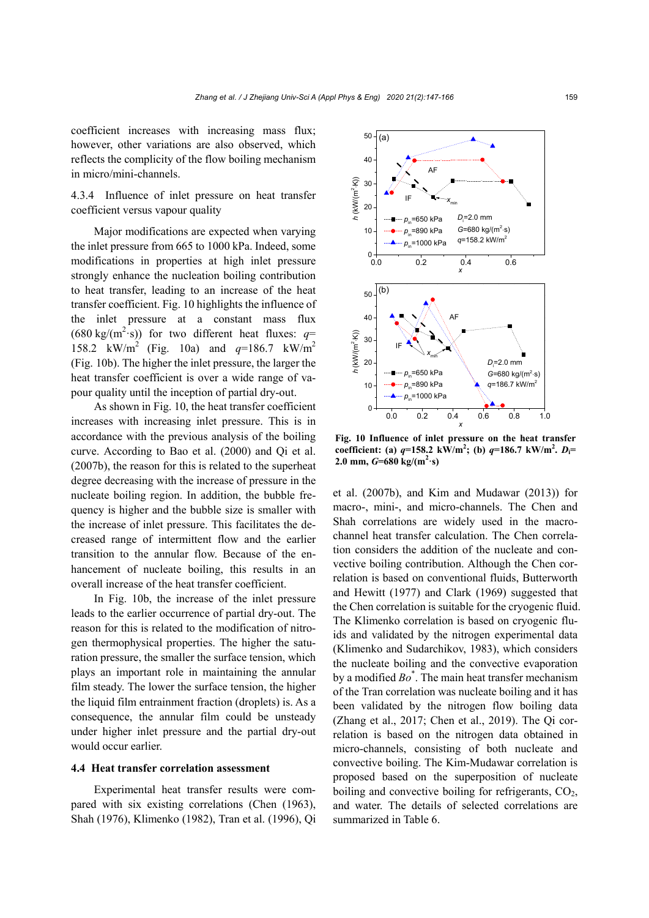coefficient increases with increasing mass flux; however, other variations are also observed, which reflects the complicity of the flow boiling mechanism in micro/mini-channels.

### 4.3.4 Influence of inlet pressure on heat transfer coefficient versus vapour quality

Major modifications are expected when varying the inlet pressure from 665 to 1000 kPa. Indeed, some modifications in properties at high inlet pressure strongly enhance the nucleation boiling contribution to heat transfer, leading to an increase of the heat transfer coefficient. Fig. 10 highlights the influence of the inlet pressure at a constant mass flux (680 kg/(m$^2$·s)) for two different heat fluxes: $q$= 158.2 kW/m$^2$ (Fig. 10a) and $q$=186.7 kW/m$^2$ (Fig. 10b). The higher the inlet pressure, the larger the heat transfer coefficient is over a wide range of vapour quality until the inception of partial dry-out.

As shown in Fig. 10, the heat transfer coefficient increases with increasing inlet pressure. This is in accordance with the previous analysis of the boiling curve. According to Bao et al. (2000) and Qi et al. (2007b), the reason for this is related to the superheat degree decreasing with the increase of pressure in the nucleate boiling region. In addition, the bubble frequency is higher and the bubble size is smaller with the increase of inlet pressure. This facilitates the decreased range of intermittent flow and the earlier transition to the annular flow. Because of the enhancement of nucleate boiling, this results in an overall increase of the heat transfer coefficient.

In Fig. 10b, the increase of the inlet pressure leads to the earlier occurrence of partial dry-out. The reason for this is related to the modification of nitrogen thermophysical properties. The higher the saturation pressure, the smaller the surface tension, which plays an important role in maintaining the annular film steady. The lower the surface tension, the higher the liquid film entrainment fraction (droplets) is. As a consequence, the annular film could be unsteady under higher inlet pressure and the partial dry-out would occur earlier.

**Fig. 10 Influence of inlet pressure on the heat transfer coefficient: (a) $q$=158.2 kW/m$^2$; (b) $q$=186.7 kW/m$^2$. $D_i$= 2.0 mm, $G$=680 kg/(m$^2$·s)**

## 4.4 Heat transfer correlation assessment

Experimental heat transfer results were compared with six existing correlations (Chen (1963), Shah (1976), Klimenko (1982), Tran et al. (1996), Qi et al. (2007b), and Kim and Mudawar (2013)) for macro-, mini-, and micro-channels. The Chen and Shah correlations are widely used in the macro-channel heat transfer calculation. The Chen correlation considers the addition of the nucleate and convective boiling contribution. Although the Chen correlation is based on conventional fluids, Butterworth and Hewitt (1977) and Clark (1969) suggested that the Chen correlation is suitable for the cryogenic fluid. The Klimenko correlation is based on cryogenic fluids and validated by the nitrogen experimental data (Klimenko and Sudarchikov, 1983), which considers the nucleate boiling and the convective evaporation by a modified $Bo^*$. The main heat transfer mechanism of the Tran correlation was nucleate boiling and it has been validated by the nitrogen flow boiling data (Zhang et al., 2017; Chen et al., 2019). The Qi correlation is based on the nitrogen data obtained in micro-channels, consisting of both nucleate and convective boiling. The Kim-Mudawar correlation is proposed based on the superposition of nucleate boiling and convective boiling for refrigerants, $CO_2$, and water. The details of selected correlations are summarized in Table 6.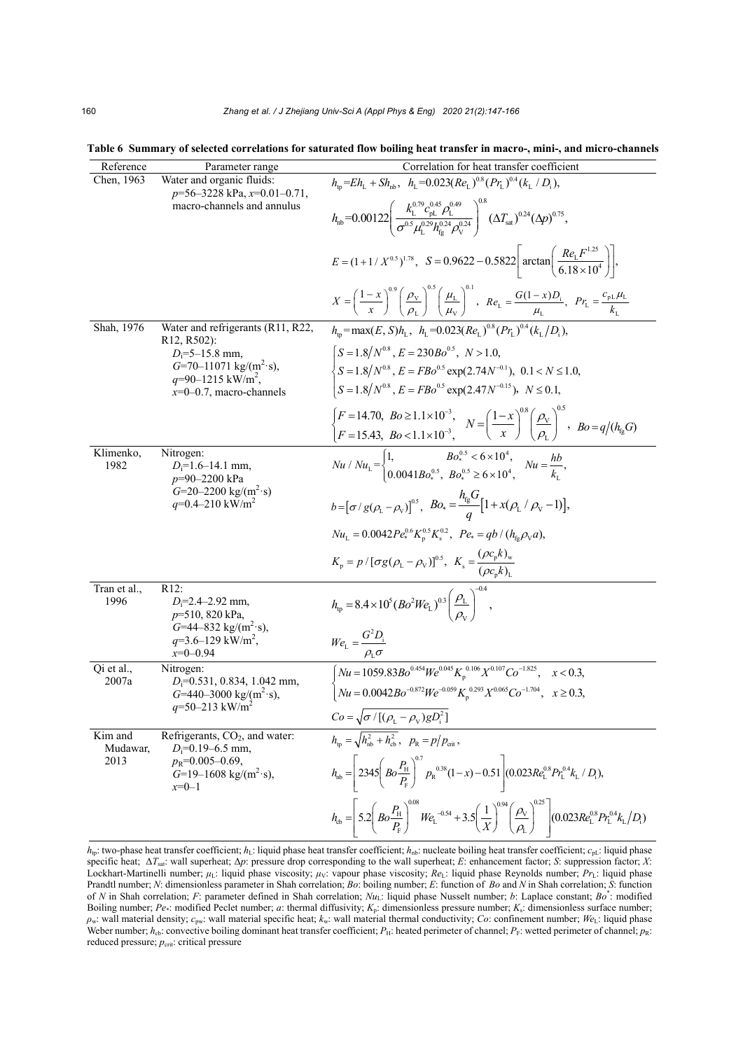**Table 6 Summary of selected correlations for saturated flow boiling heat transfer in macro-, mini-, and micro-channels**

| Reference | Parameter range | Correlation for heat transfer coefficient |
|---|---|---|
| Chen, 1963 | Water and organic fluids: $p$=56–3228 kPa, $x$=0.01–0.71, macro-channels and annulus | $h_{tp}=Eh_L+Sh_{nb}$, $h_L=0.023(Re_L)^{0.8}(Pr_L)^{0.4}(k_L/D_i)$, $h_{nb}=0.00122\left(\frac{k_L^{0.79}c_{pL}^{0.45}\rho_L^{0.49}}{\sigma^{0.5}\mu_L^{0.29}h_{fg}^{0.24}\rho_V^{0.24}}\right)^{0.8}(\Delta T_{sat})^{0.24}(\Delta p)^{0.75}$, $E=(1+1/X^{0.5})^{1.78}$, $S=0.9622-0.5822\left[\arctan\left(\frac{Re_L F^{1.25}}{6.18\times10^4}\right)\right]$, $X=\left(\frac{1-x}{x}\right)^{0.9}\left(\frac{\rho_V}{\rho_L}\right)^{0.5}\left(\frac{\mu_L}{\mu_V}\right)^{0.1}$, $Re_L=\frac{G(1-x)D_i}{\mu_L}$, $Pr_L=\frac{c_{pL}\mu_L}{k_L}$ |
| Shah, 1976 | Water and refrigerants (R11, R22, R12, R502): $D_i$=5–15.8 mm, $G$=70–11071 kg/(m$^2$·s), $q$=90–1215 kW/m$^2$, $x$=0–0.7, macro-channels | $h_{tp}=\max(E,S)h_L$, $h_L=0.023(Re_L)^{0.8}(Pr_L)^{0.4}(k_L/D_i)$, $\begin{cases}S=1.8/N^{0.8},\ E=230Bo^{0.5},\ N>1.0,\\ S=1.8/N^{0.8},\ E=FBo^{0.5}\exp(2.74N^{-0.1}),\ 0.1<N\le1.0,\\ S=1.8/N^{0.8},\ E=FBo^{0.5}\exp(2.47N^{-0.15}),\ N\le0.1,\end{cases}$ $\begin{cases}F=14.70,\ Bo\ge1.1\times10^{-3},\\ F=15.43,\ Bo<1.1\times10^{-3},\end{cases}$ $N=\left(\frac{1-x}{x}\right)^{0.8}\left(\frac{\rho_V}{\rho_L}\right)^{0.5}$, $Bo=q/(h_{fg}G)$ |
| Klimenko, 1982 | Nitrogen: $D_i$=1.6–14.1 mm, $p$=90–2200 kPa, $G$=20–2200 kg/(m$^2$·s), $q$=0.4–210 kW/m$^2$ | $Nu/Nu_L=\begin{cases}1, & Bo_*^{0.5}<6\times10^4,\\ 0.0041Bo_*^{0.5}, & Bo_*^{0.5}\ge6\times10^4,\end{cases}$ $Nu=\frac{hb}{k_L}$, $b=[\sigma/g(\rho_L-\rho_V)]^{0.5}$, $Bo_*=\frac{h_{fg}G}{q}[1+x(\rho_L/\rho_V-1)]$, $Nu_L=0.0042Pe_*^{0.6}K_p^{0.5}K_s^{0.2}$, $Pe_*=qb/(h_{fg}\rho_V a)$, $K_p=p/[\sigma g(\rho_L-\rho_V)]^{0.5}$, $K_s=\frac{(\rho c_p k)_w}{(\rho c_p k)_L}$ |
| Tran et al., 1996 | R12: $D_i$=2.4–2.92 mm, $p$=510, 820 kPa, $G$=44–832 kg/(m$^2$·s), $q$=3.6–129 kW/m$^2$, $x$=0–0.94 | $h_{tp}=8.4\times10^5(Bo^2We_L)^{0.3}\left(\frac{\rho_L}{\rho_V}\right)^{-0.4}$, $We_L=\frac{G^2D_i}{\rho_L\sigma}$ |
| Qi et al., 2007a | Nitrogen: $D_i$=0.531, 0.834, 1.042 mm, $G$=440–3000 kg/(m$^2$·s), $q$=50–213 kW/m$^2$ | $\begin{cases}Nu=1059.83Bo^{0.454}We^{0.045}K_p^{0.106}X^{0.107}Co^{-1.825}, & x<0.3,\\ Nu=0.0042Bo^{-0.872}We^{-0.059}K_p^{0.293}X^{0.065}Co^{-1.704}, & x\ge0.3,\end{cases}$ $Co=\sqrt{\sigma/[(\rho_L-\rho_V)gD_i^2]}$ |
| Kim and Mudawar, 2013 | Refrigerants, $CO_2$, and water: $D_i$=0.19–6.5 mm, $p_R$=0.005–0.69, $G$=19–1608 kg/(m$^2$·s), $x$=0–1 | $h_{tp}=\sqrt{h_{nb}^2+h_{cb}^2}$, $p_R=p/p_{crit}$, $h_{nb}=\left[2345\left(Bo\frac{P_H}{P_F}\right)^{0.7}p_R^{0.38}(1-x)-0.51\right](0.023Re_L^{0.8}Pr_L^{0.4}k_L/D_i)$, $h_{cb}=\left[5.2\left(Bo\frac{P_H}{P_F}\right)^{0.08}We_L^{-0.54}+3.5\left(\frac{1}{X}\right)^{0.94}\left(\frac{\rho_V}{\rho_L}\right)^{0.25}\right](0.023Re_L^{0.8}Pr_L^{0.4}k_L/D_i)$ |

$h_{tp}$: two-phase heat transfer coefficient; $h_L$: liquid phase heat transfer coefficient; $h_{nb}$: nucleate boiling heat transfer coefficient; $c_{pL}$: liquid phase specific heat; $\Delta T_{sat}$: wall superheat; $\Delta p$: pressure drop corresponding to the wall superheat; $E$: enhancement factor; $S$: suppression factor; $X$: Lockhart-Martinelli number; $\mu_L$: liquid phase viscosity; $\mu_V$: vapour phase viscosity; $Re_L$: liquid phase Reynolds number; $Pr_L$: liquid phase Prandtl number; $N$: dimensionless parameter in Shah correlation; $Bo$: boiling number; $E$: function of $Bo$ and $N$ in Shah correlation; $S$: function of $N$ in Shah correlation; $F$: parameter defined in Shah correlation; $Nu_L$: liquid phase Nusselt number; $b$: Laplace constant; $Bo^*$: modified Boiling number; $Pe_*$: modified Peclet number; $a$: thermal diffusivity; $K_p$: dimensionless pressure number; $K_s$: dimensionless surface number; $\rho_w$: wall material density; $c_{pw}$: wall material specific heat; $k_w$: wall material thermal conductivity; $Co$: confinement number; $We_L$: liquid phase Weber number; $h_{cb}$: convective boiling dominant heat transfer coefficient; $P_H$: heated perimeter of channel; $P_F$: wetted perimeter of channel; $p_R$: reduced pressure; $p_{crit}$: critical pressure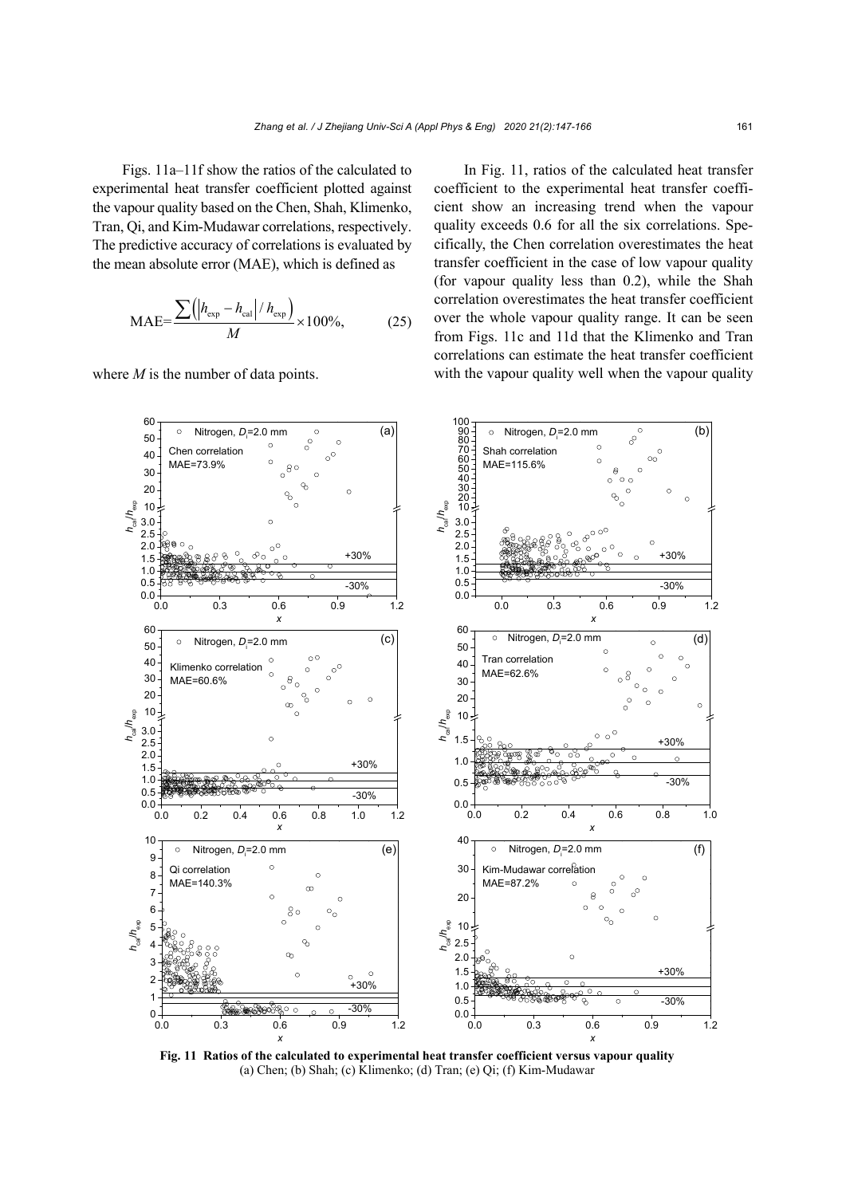Figs. 11a–11f show the ratios of the calculated to experimental heat transfer coefficient plotted against the vapour quality based on the Chen, Shah, Klimenko, Tran, Qi, and Kim-Mudawar correlations, respectively. The predictive accuracy of correlations is evaluated by the mean absolute error (MAE), which is defined as

$$\text{MAE}=\frac{\sum\left(\left|h_{\text{exp}}-h_{\text{cal}}\right|/h_{\text{exp}}\right)}{M}\times 100\%, \tag{25}$$

where $M$ is the number of data points.

In Fig. 11, ratios of the calculated heat transfer coefficient to the experimental heat transfer coefficient show an increasing trend when the vapour quality exceeds 0.6 for all the six correlations. Specifically, the Chen correlation overestimates the heat transfer coefficient in the case of low vapour quality (for vapour quality less than 0.2), while the Shah correlation overestimates the heat transfer coefficient over the whole vapour quality range. It can be seen from Figs. 11c and 11d that the Klimenko and Tran correlations can estimate the heat transfer coefficient with the vapour quality well when the vapour quality

**Fig. 11 Ratios of the calculated to experimental heat transfer coefficient versus vapour quality**
(a) Chen; (b) Shah; (c) Klimenko; (d) Tran; (e) Qi; (f) Kim-Mudawar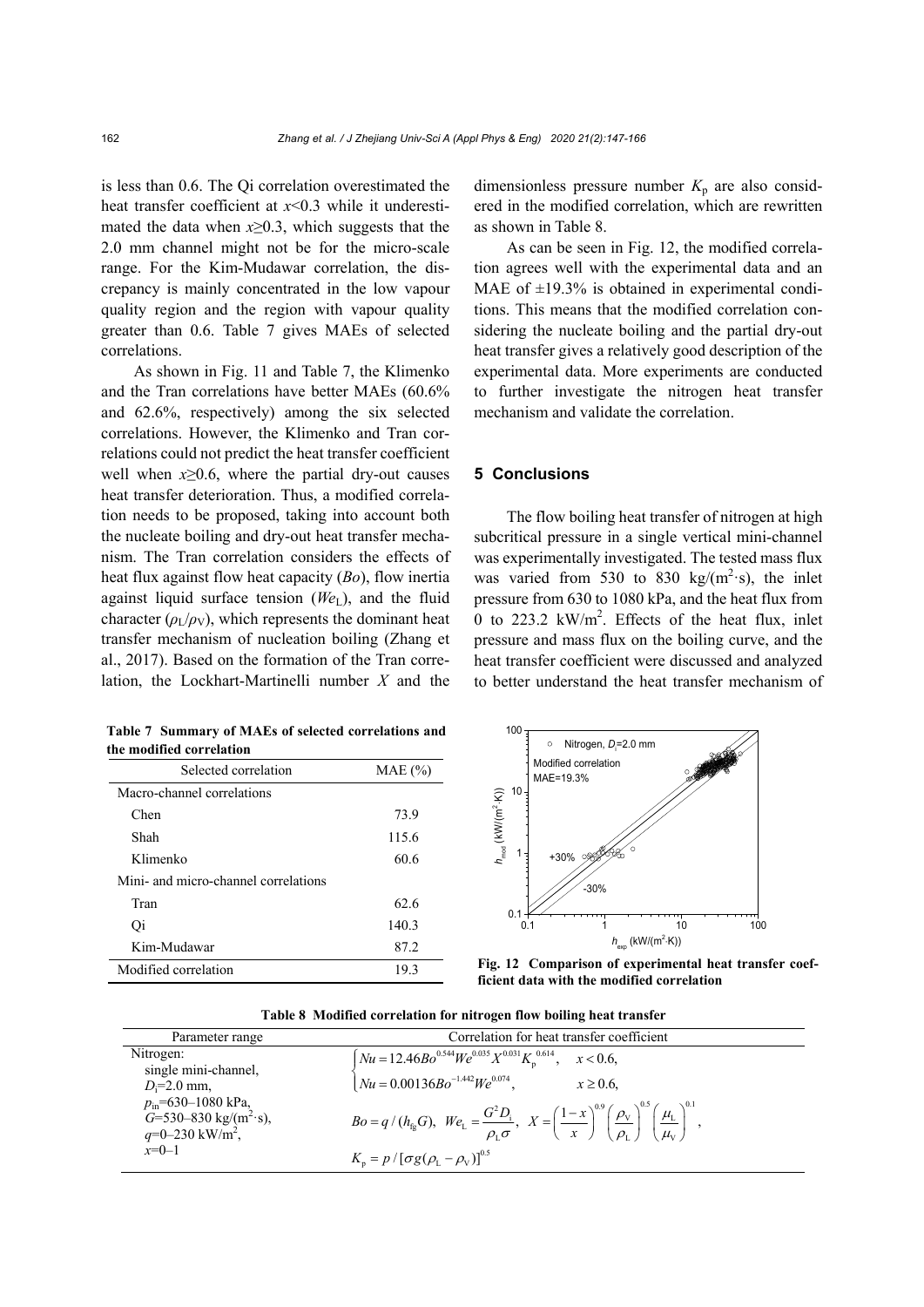is less than 0.6. The Qi correlation overestimated the heat transfer coefficient at $x<0.3$ while it underestimated the data when $x\geq 0.3$, which suggests that the 2.0 mm channel might not be for the micro-scale range. For the Kim-Mudawar correlation, the discrepancy is mainly concentrated in the low vapour quality region and the region with vapour quality greater than 0.6. Table 7 gives MAEs of selected correlations.

As shown in Fig. 11 and Table 7, the Klimenko and the Tran correlations have better MAEs (60.6% and 62.6%, respectively) among the six selected correlations. However, the Klimenko and Tran correlations could not predict the heat transfer coefficient well when $x\geq 0.6$, where the partial dry-out causes heat transfer deterioration. Thus, a modified correlation needs to be proposed, taking into account both the nucleate boiling and dry-out heat transfer mechanism. The Tran correlation considers the effects of heat flux against flow heat capacity ($Bo$), flow inertia against liquid surface tension ($We_L$), and the fluid character ($\rho_L/\rho_V$), which represents the dominant heat transfer mechanism of nucleation boiling (Zhang et al., 2017). Based on the formation of the Tran correlation, the Lockhart-Martinelli number $X$ and the dimensionless pressure number $K_p$ are also considered in the modified correlation, which are rewritten as shown in Table 8.

As can be seen in Fig. 12, the modified correlation agrees well with the experimental data and an MAE of ±19.3% is obtained in experimental conditions. This means that the modified correlation considering the nucleate boiling and the partial dry-out heat transfer gives a relatively good description of the experimental data. More experiments are conducted to further investigate the nitrogen heat transfer mechanism and validate the correlation.

## 5 Conclusions

The flow boiling heat transfer of nitrogen at high subcritical pressure in a single vertical mini-channel was experimentally investigated. The tested mass flux was varied from 530 to 830 kg/(m$^2$·s), the inlet pressure from 630 to 1080 kPa, and the heat flux from 0 to 223.2 kW/m$^2$. Effects of the heat flux, inlet pressure and mass flux on the boiling curve, and the heat transfer coefficient were discussed and analyzed to better understand the heat transfer mechanism of

**Table 7 Summary of MAEs of selected correlations and the modified correlation**

| Selected correlation | MAE (%) |
|---|---|
| Macro-channel correlations | |
| Chen | 73.9 |
| Shah | 115.6 |
| Klimenko | 60.6 |
| Mini- and micro-channel correlations | |
| Tran | 62.6 |
| Qi | 140.3 |
| Kim-Mudawar | 87.2 |
| Modified correlation | 19.3 |

**Fig. 12 Comparison of experimental heat transfer coefficient data with the modified correlation**

**Table 8 Modified correlation for nitrogen flow boiling heat transfer**

| Parameter range | Correlation for heat transfer coefficient |
|---|---|
| Nitrogen: single mini-channel, $D_i$=2.0 mm, $p_{in}$=630–1080 kPa, $G$=530–830 kg/(m$^2$·s), $q$=0–230 kW/m$^2$, $x$=0–1 | $\begin{cases} Nu = 12.46Bo^{0.544}We^{0.035}X^{0.031}K_p^{0.614}, & x<0.6, \\ Nu = 0.00136Bo^{-1.442}We^{0.074}, & x\geq 0.6, \end{cases}$ $Bo = q/(h_{fg}G),\ We_L = \frac{G^2 D_i}{\rho_L \sigma},\ X = \left(\frac{1-x}{x}\right)^{0.9}\left(\frac{\rho_V}{\rho_L}\right)^{0.5}\left(\frac{\mu_L}{\mu_V}\right)^{0.1},$ $K_p = p/[\sigma g(\rho_L - \rho_V)]^{0.5}$ |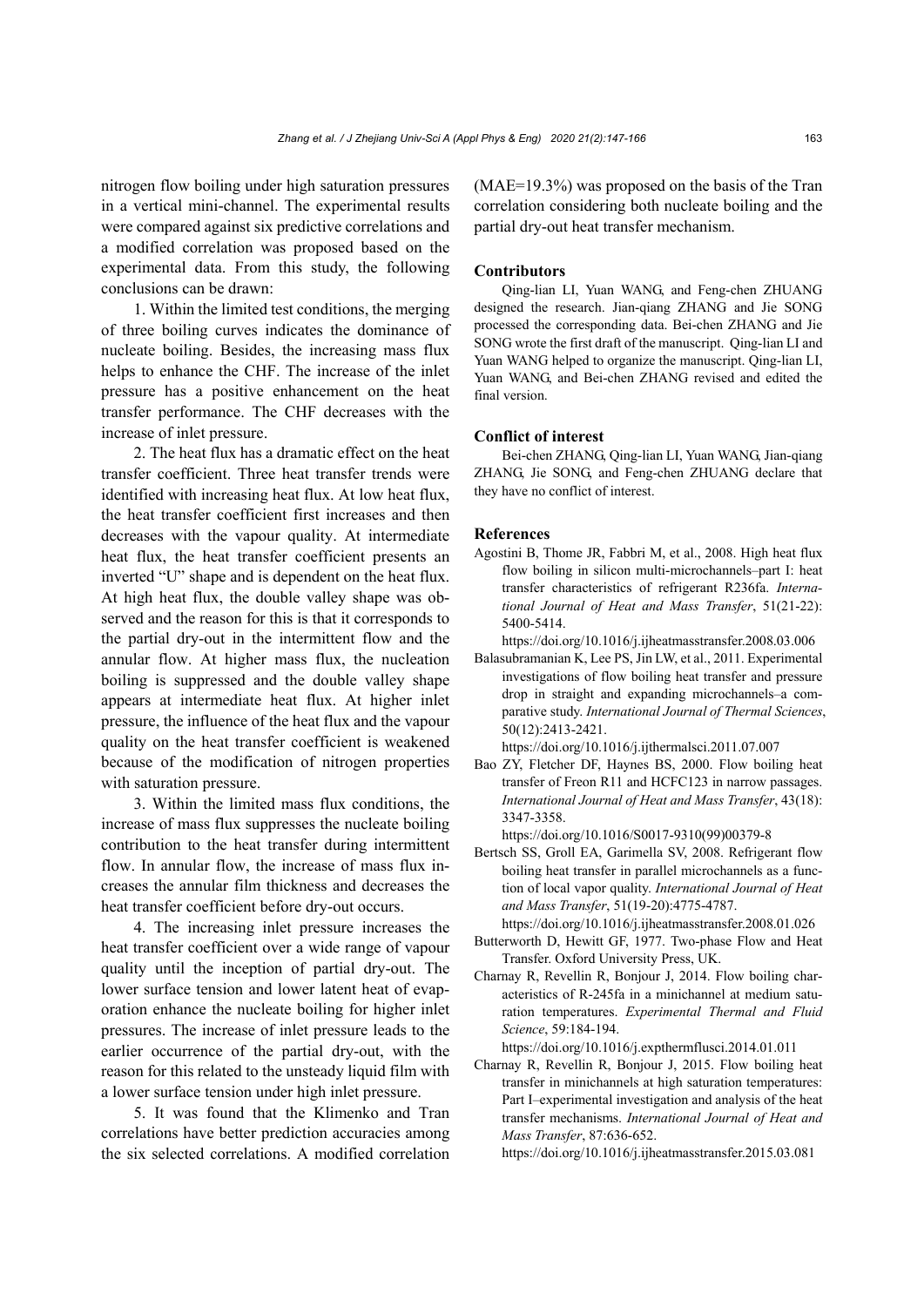nitrogen flow boiling under high saturation pressures in a vertical mini-channel. The experimental results were compared against six predictive correlations and a modified correlation was proposed based on the experimental data. From this study, the following conclusions can be drawn:

1. Within the limited test conditions, the merging of three boiling curves indicates the dominance of nucleate boiling. Besides, the increasing mass flux helps to enhance the CHF. The increase of the inlet pressure has a positive enhancement on the heat transfer performance. The CHF decreases with the increase of inlet pressure.

2. The heat flux has a dramatic effect on the heat transfer coefficient. Three heat transfer trends were identified with increasing heat flux. At low heat flux, the heat transfer coefficient first increases and then decreases with the vapour quality. At intermediate heat flux, the heat transfer coefficient presents an inverted "U" shape and is dependent on the heat flux. At high heat flux, the double valley shape was observed and the reason for this is that it corresponds to the partial dry-out in the intermittent flow and the annular flow. At higher mass flux, the nucleation boiling is suppressed and the double valley shape appears at intermediate heat flux. At higher inlet pressure, the influence of the heat flux and the vapour quality on the heat transfer coefficient is weakened because of the modification of nitrogen properties with saturation pressure.

3. Within the limited mass flux conditions, the increase of mass flux suppresses the nucleate boiling contribution to the heat transfer during intermittent flow. In annular flow, the increase of mass flux increases the annular film thickness and decreases the heat transfer coefficient before dry-out occurs.

4. The increasing inlet pressure increases the heat transfer coefficient over a wide range of vapour quality until the inception of partial dry-out. The lower surface tension and lower latent heat of evaporation enhance the nucleate boiling for higher inlet pressures. The increase of inlet pressure leads to the earlier occurrence of the partial dry-out, with the reason for this related to the unsteady liquid film with a lower surface tension under high inlet pressure.

5. It was found that the Klimenko and Tran correlations have better prediction accuracies among the six selected correlations. A modified correlation (MAE=19.3%) was proposed on the basis of the Tran correlation considering both nucleate boiling and the partial dry-out heat transfer mechanism.

### Contributors

Qing-lian LI, Yuan WANG, and Feng-chen ZHUANG designed the research. Jian-qiang ZHANG and Jie SONG processed the corresponding data. Bei-chen ZHANG and Jie SONG wrote the first draft of the manuscript. Qing-lian LI and Yuan WANG helped to organize the manuscript. Qing-lian LI, Yuan WANG, and Bei-chen ZHANG revised and edited the final version.

### Conflict of interest

Bei-chen ZHANG, Qing-lian LI, Yuan WANG, Jian-qiang ZHANG, Jie SONG, and Feng-chen ZHUANG declare that they have no conflict of interest.

### References

Agostini B, Thome JR, Fabbri M, et al., 2008. High heat flux flow boiling in silicon multi-microchannels–part I: heat transfer characteristics of refrigerant R236fa. *International Journal of Heat and Mass Transfer*, 51(21-22): 5400-5414.
https://doi.org/10.1016/j.ijheatmasstransfer.2008.03.006

Balasubramanian K, Lee PS, Jin LW, et al., 2011. Experimental investigations of flow boiling heat transfer and pressure drop in straight and expanding microchannels–a comparative study. *International Journal of Thermal Sciences*, 50(12):2413-2421.
https://doi.org/10.1016/j.ijthermalsci.2011.07.007

Bao ZY, Fletcher DF, Haynes BS, 2000. Flow boiling heat transfer of Freon R11 and HCFC123 in narrow passages. *International Journal of Heat and Mass Transfer*, 43(18): 3347-3358.
https://doi.org/10.1016/S0017-9310(99)00379-8

Bertsch SS, Groll EA, Garimella SV, 2008. Refrigerant flow boiling heat transfer in parallel microchannels as a function of local vapor quality. *International Journal of Heat and Mass Transfer*, 51(19-20):4775-4787.
https://doi.org/10.1016/j.ijheatmasstransfer.2008.01.026

Butterworth D, Hewitt GF, 1977. Two-phase Flow and Heat Transfer. Oxford University Press, UK.

Charnay R, Revellin R, Bonjour J, 2014. Flow boiling characteristics of R-245fa in a minichannel at medium saturation temperatures. *Experimental Thermal and Fluid Science*, 59:184-194.
https://doi.org/10.1016/j.expthermflusci.2014.01.011

Charnay R, Revellin R, Bonjour J, 2015. Flow boiling heat transfer in minichannels at high saturation temperatures: Part I–experimental investigation and analysis of the heat transfer mechanisms. *International Journal of Heat and Mass Transfer*, 87:636-652.
https://doi.org/10.1016/j.ijheatmasstransfer.2015.03.081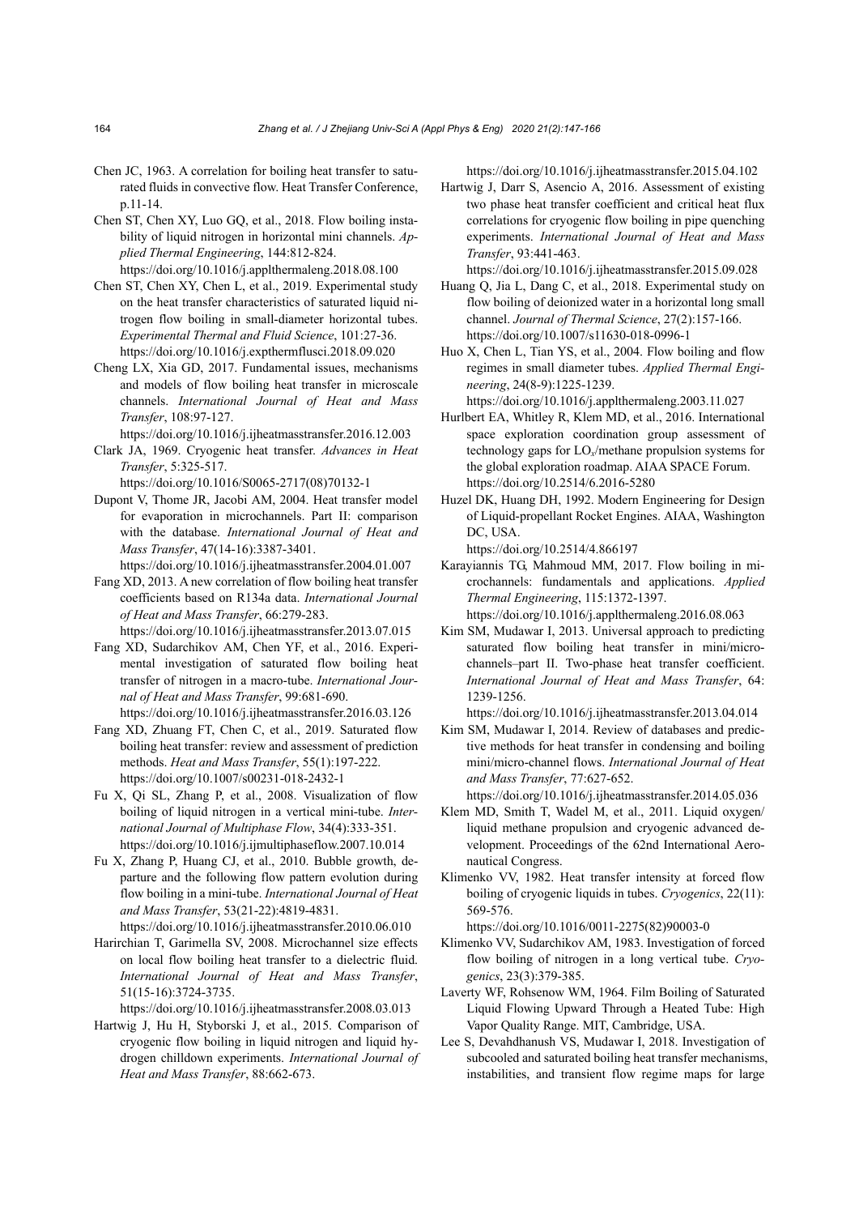Chen JC, 1963. A correlation for boiling heat transfer to saturated fluids in convective flow. Heat Transfer Conference, p.11-14.

Chen ST, Chen XY, Luo GQ, et al., 2018. Flow boiling instability of liquid nitrogen in horizontal mini channels. *Applied Thermal Engineering*, 144:812-824. https://doi.org/10.1016/j.applthermaleng.2018.08.100

Chen ST, Chen XY, Chen L, et al., 2019. Experimental study on the heat transfer characteristics of saturated liquid nitrogen flow boiling in small-diameter horizontal tubes. *Experimental Thermal and Fluid Science*, 101:27-36. https://doi.org/10.1016/j.expthermflusci.2018.09.020

Cheng LX, Xia GD, 2017. Fundamental issues, mechanisms and models of flow boiling heat transfer in microscale channels. *International Journal of Heat and Mass Transfer*, 108:97-127. https://doi.org/10.1016/j.ijheatmasstransfer.2016.12.003

Clark JA, 1969. Cryogenic heat transfer. *Advances in Heat Transfer*, 5:325-517. https://doi.org/10.1016/S0065-2717(08)70132-1

Dupont V, Thome JR, Jacobi AM, 2004. Heat transfer model for evaporation in microchannels. Part II: comparison with the database. *International Journal of Heat and Mass Transfer*, 47(14-16):3387-3401. https://doi.org/10.1016/j.ijheatmasstransfer.2004.01.007

Fang XD, 2013. A new correlation of flow boiling heat transfer coefficients based on R134a data. *International Journal of Heat and Mass Transfer*, 66:279-283. https://doi.org/10.1016/j.ijheatmasstransfer.2013.07.015

Fang XD, Sudarchikov AM, Chen YF, et al., 2016. Experimental investigation of saturated flow boiling heat transfer of nitrogen in a macro-tube. *International Journal of Heat and Mass Transfer*, 99:681-690. https://doi.org/10.1016/j.ijheatmasstransfer.2016.03.126

Fang XD, Zhuang FT, Chen C, et al., 2019. Saturated flow boiling heat transfer: review and assessment of prediction methods. *Heat and Mass Transfer*, 55(1):197-222. https://doi.org/10.1007/s00231-018-2432-1

Fu X, Qi SL, Zhang P, et al., 2008. Visualization of flow boiling of liquid nitrogen in a vertical mini-tube. *International Journal of Multiphase Flow*, 34(4):333-351. https://doi.org/10.1016/j.ijmultiphaseflow.2007.10.014

Fu X, Zhang P, Huang CJ, et al., 2010. Bubble growth, departure and the following flow pattern evolution during flow boiling in a mini-tube. *International Journal of Heat and Mass Transfer*, 53(21-22):4819-4831. https://doi.org/10.1016/j.ijheatmasstransfer.2010.06.010

Harirchian T, Garimella SV, 2008. Microchannel size effects on local flow boiling heat transfer to a dielectric fluid. *International Journal of Heat and Mass Transfer*, 51(15-16):3724-3735. https://doi.org/10.1016/j.ijheatmasstransfer.2008.03.013

Hartwig J, Hu H, Styborski J, et al., 2015. Comparison of cryogenic flow boiling in liquid nitrogen and liquid hydrogen chilldown experiments. *International Journal of Heat and Mass Transfer*, 88:662-673. https://doi.org/10.1016/j.ijheatmasstransfer.2015.04.102

Hartwig J, Darr S, Asencio A, 2016. Assessment of existing two phase heat transfer coefficient and critical heat flux correlations for cryogenic flow boiling in pipe quenching experiments. *International Journal of Heat and Mass Transfer*, 93:441-463. https://doi.org/10.1016/j.ijheatmasstransfer.2015.09.028

Huang Q, Jia L, Dang C, et al., 2018. Experimental study on flow boiling of deionized water in a horizontal long small channel. *Journal of Thermal Science*, 27(2):157-166. https://doi.org/10.1007/s11630-018-0996-1

Huo X, Chen L, Tian YS, et al., 2004. Flow boiling and flow regimes in small diameter tubes. *Applied Thermal Engineering*, 24(8-9):1225-1239. https://doi.org/10.1016/j.applthermaleng.2003.11.027

Hurlbert EA, Whitley R, Klem MD, et al., 2016. International space exploration coordination group assessment of technology gaps for $LO_x$/methane propulsion systems for the global exploration roadmap. AIAA SPACE Forum. https://doi.org/10.2514/6.2016-5280

Huzel DK, Huang DH, 1992. Modern Engineering for Design of Liquid-propellant Rocket Engines. AIAA, Washington DC, USA. https://doi.org/10.2514/4.866197

Karayiannis TG, Mahmoud MM, 2017. Flow boiling in microchannels: fundamentals and applications. *Applied Thermal Engineering*, 115:1372-1397. https://doi.org/10.1016/j.applthermaleng.2016.08.063

Kim SM, Mudawar I, 2013. Universal approach to predicting saturated flow boiling heat transfer in mini/micro-channels–part II. Two-phase heat transfer coefficient. *International Journal of Heat and Mass Transfer*, 64:1239-1256. https://doi.org/10.1016/j.ijheatmasstransfer.2013.04.014

Kim SM, Mudawar I, 2014. Review of databases and predictive methods for heat transfer in condensing and boiling mini/micro-channel flows. *International Journal of Heat and Mass Transfer*, 77:627-652. https://doi.org/10.1016/j.ijheatmasstransfer.2014.05.036

Klem MD, Smith T, Wadel M, et al., 2011. Liquid oxygen/liquid methane propulsion and cryogenic advanced development. Proceedings of the 62nd International Aeronautical Congress.

Klimenko VV, 1982. Heat transfer intensity at forced flow boiling of cryogenic liquids in tubes. *Cryogenics*, 22(11):569-576. https://doi.org/10.1016/0011-2275(82)90003-0

Klimenko VV, Sudarchikov AM, 1983. Investigation of forced flow boiling of nitrogen in a long vertical tube. *Cryogenics*, 23(3):379-385.

Laverty WF, Rohsenow WM, 1964. Film Boiling of Saturated Liquid Flowing Upward Through a Heated Tube: High Vapor Quality Range. MIT, Cambridge, USA.

Lee S, Devahdhanush VS, Mudawar I, 2018. Investigation of subcooled and saturated boiling heat transfer mechanisms, instabilities, and transient flow regime maps for large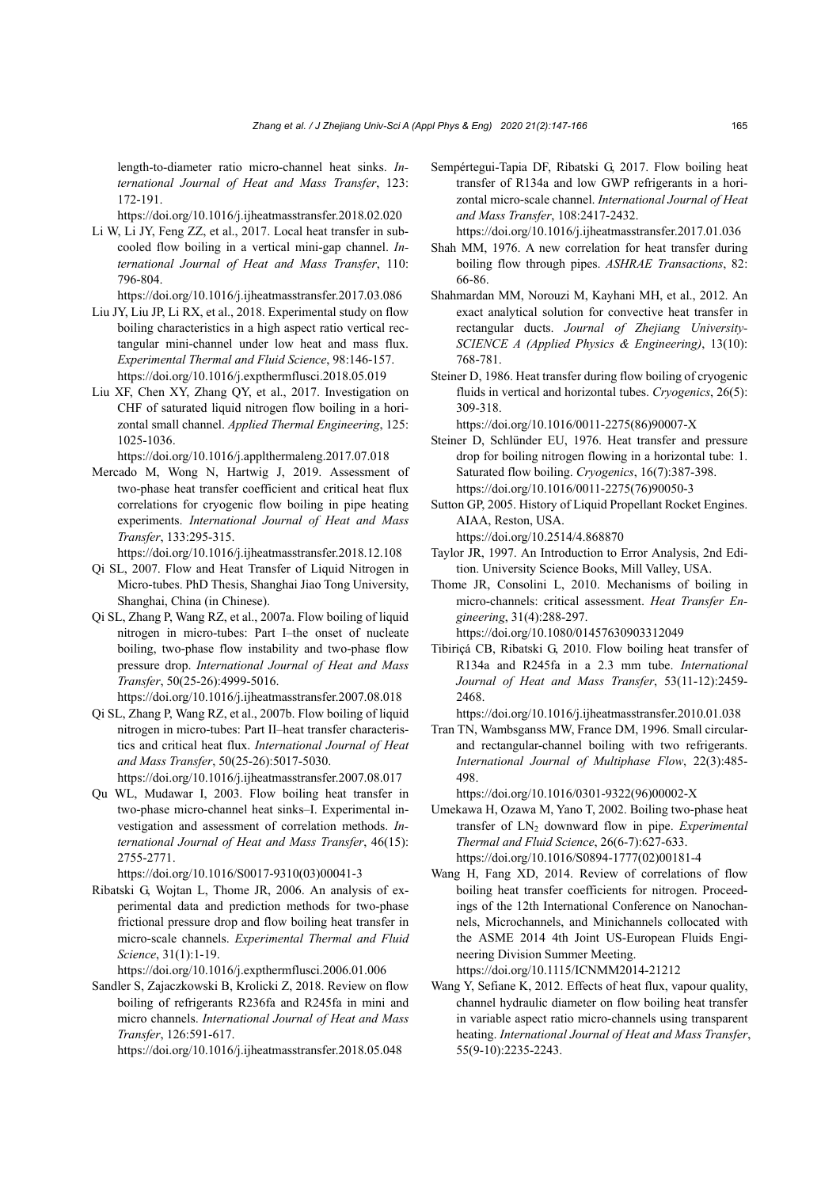length-to-diameter ratio micro-channel heat sinks. *International Journal of Heat and Mass Transfer*, 123: 172-191.
https://doi.org/10.1016/j.ijheatmasstransfer.2018.02.020

Li W, Li JY, Feng ZZ, et al., 2017. Local heat transfer in subcooled flow boiling in a vertical mini-gap channel. *International Journal of Heat and Mass Transfer*, 110: 796-804.
https://doi.org/10.1016/j.ijheatmasstransfer.2017.03.086

Liu JY, Liu JP, Li RX, et al., 2018. Experimental study on flow boiling characteristics in a high aspect ratio vertical rectangular mini-channel under low heat and mass flux. *Experimental Thermal and Fluid Science*, 98:146-157.
https://doi.org/10.1016/j.expthermflusci.2018.05.019

Liu XF, Chen XY, Zhang QY, et al., 2017. Investigation on CHF of saturated liquid nitrogen flow boiling in a horizontal small channel. *Applied Thermal Engineering*, 125: 1025-1036.
https://doi.org/10.1016/j.applthermaleng.2017.07.018

Mercado M, Wong N, Hartwig J, 2019. Assessment of two-phase heat transfer coefficient and critical heat flux correlations for cryogenic flow boiling in pipe heating experiments. *International Journal of Heat and Mass Transfer*, 133:295-315.
https://doi.org/10.1016/j.ijheatmasstransfer.2018.12.108

Qi SL, 2007. Flow and Heat Transfer of Liquid Nitrogen in Micro-tubes. PhD Thesis, Shanghai Jiao Tong University, Shanghai, China (in Chinese).

Qi SL, Zhang P, Wang RZ, et al., 2007a. Flow boiling of liquid nitrogen in micro-tubes: Part I–the onset of nucleate boiling, two-phase flow instability and two-phase flow pressure drop. *International Journal of Heat and Mass Transfer*, 50(25-26):4999-5016.
https://doi.org/10.1016/j.ijheatmasstransfer.2007.08.018

Qi SL, Zhang P, Wang RZ, et al., 2007b. Flow boiling of liquid nitrogen in micro-tubes: Part II–heat transfer characteristics and critical heat flux. *International Journal of Heat and Mass Transfer*, 50(25-26):5017-5030.
https://doi.org/10.1016/j.ijheatmasstransfer.2007.08.017

Qu WL, Mudawar I, 2003. Flow boiling heat transfer in two-phase micro-channel heat sinks–I. Experimental investigation and assessment of correlation methods. *International Journal of Heat and Mass Transfer*, 46(15): 2755-2771.
https://doi.org/10.1016/S0017-9310(03)00041-3

Ribatski G, Wojtan L, Thome JR, 2006. An analysis of experimental data and prediction methods for two-phase frictional pressure drop and flow boiling heat transfer in micro-scale channels. *Experimental Thermal and Fluid Science*, 31(1):1-19.
https://doi.org/10.1016/j.expthermflusci.2006.01.006

Sandler S, Zajaczkowski B, Krolicki Z, 2018. Review on flow boiling of refrigerants R236fa and R245fa in mini and micro channels. *International Journal of Heat and Mass Transfer*, 126:591-617.
https://doi.org/10.1016/j.ijheatmasstransfer.2018.05.048

Sempértegui-Tapia DF, Ribatski G, 2017. Flow boiling heat transfer of R134a and low GWP refrigerants in a horizontal micro-scale channel. *International Journal of Heat and Mass Transfer*, 108:2417-2432.
https://doi.org/10.1016/j.ijheatmasstransfer.2017.01.036

Shah MM, 1976. A new correlation for heat transfer during boiling flow through pipes. *ASHRAE Transactions*, 82: 66-86.

Shahmardan MM, Norouzi M, Kayhani MH, et al., 2012. An exact analytical solution for convective heat transfer in rectangular ducts. *Journal of Zhejiang University-SCIENCE A (Applied Physics & Engineering)*, 13(10): 768-781.

Steiner D, 1986. Heat transfer during flow boiling of cryogenic fluids in vertical and horizontal tubes. *Cryogenics*, 26(5): 309-318.
https://doi.org/10.1016/0011-2275(86)90007-X

Steiner D, Schlünder EU, 1976. Heat transfer and pressure drop for boiling nitrogen flowing in a horizontal tube: 1. Saturated flow boiling. *Cryogenics*, 16(7):387-398.
https://doi.org/10.1016/0011-2275(76)90050-3

Sutton GP, 2005. History of Liquid Propellant Rocket Engines. AIAA, Reston, USA.
https://doi.org/10.2514/4.868870

Taylor JR, 1997. An Introduction to Error Analysis, 2nd Edition. University Science Books, Mill Valley, USA.

Thome JR, Consolini L, 2010. Mechanisms of boiling in micro-channels: critical assessment. *Heat Transfer Engineering*, 31(4):288-297.
https://doi.org/10.1080/01457630903312049

Tibiriçá CB, Ribatski G, 2010. Flow boiling heat transfer of R134a and R245fa in a 2.3 mm tube. *International Journal of Heat and Mass Transfer*, 53(11-12):2459-2468.
https://doi.org/10.1016/j.ijheatmasstransfer.2010.01.038

Tran TN, Wambsganss MW, France DM, 1996. Small circular- and rectangular-channel boiling with two refrigerants. *International Journal of Multiphase Flow*, 22(3):485-498.
https://doi.org/10.1016/0301-9322(96)00002-X

Umekawa H, Ozawa M, Yano T, 2002. Boiling two-phase heat transfer of $LN_2$ downward flow in pipe. *Experimental Thermal and Fluid Science*, 26(6-7):627-633.
https://doi.org/10.1016/S0894-1777(02)00181-4

Wang H, Fang XD, 2014. Review of correlations of flow boiling heat transfer coefficients for nitrogen. Proceedings of the 12th International Conference on Nanochannels, Microchannels, and Minichannels collocated with the ASME 2014 4th Joint US-European Fluids Engineering Division Summer Meeting.
https://doi.org/10.1115/ICNMM2014-21212

Wang Y, Sefiane K, 2012. Effects of heat flux, vapour quality, channel hydraulic diameter on flow boiling heat transfer in variable aspect ratio micro-channels using transparent heating. *International Journal of Heat and Mass Transfer*, 55(9-10):2235-2243.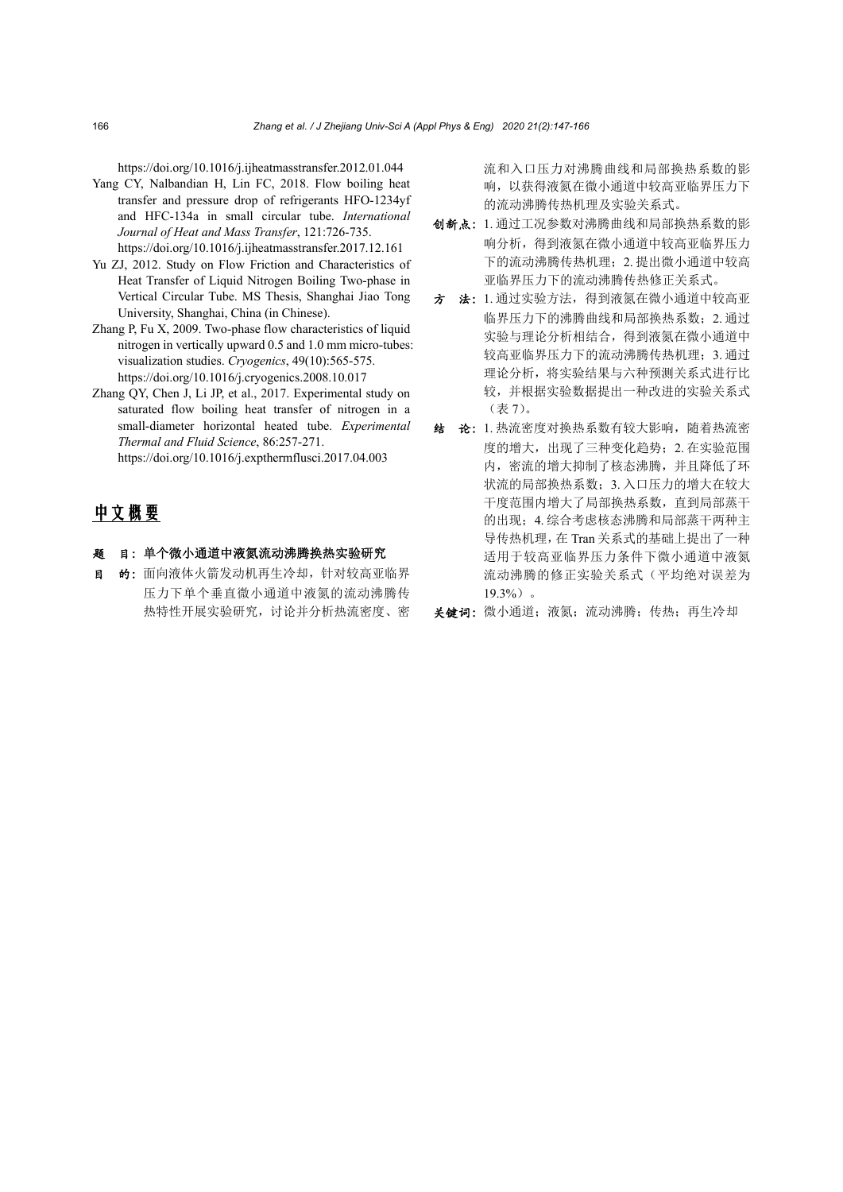https://doi.org/10.1016/j.ijheatmasstransfer.2012.01.044

Yang CY, Nalbandian H, Lin FC, 2018. Flow boiling heat transfer and pressure drop of refrigerants HFO-1234yf and HFC-134a in small circular tube. *International Journal of Heat and Mass Transfer*, 121:726-735. https://doi.org/10.1016/j.ijheatmasstransfer.2017.12.161

Yu ZJ, 2012. Study on Flow Friction and Characteristics of Heat Transfer of Liquid Nitrogen Boiling Two-phase in Vertical Circular Tube. MS Thesis, Shanghai Jiao Tong University, Shanghai, China (in Chinese).

Zhang P, Fu X, 2009. Two-phase flow characteristics of liquid nitrogen in vertically upward 0.5 and 1.0 mm micro-tubes: visualization studies. *Cryogenics*, 49(10):565-575. https://doi.org/10.1016/j.cryogenics.2008.10.017

Zhang QY, Chen J, Li JP, et al., 2017. Experimental study on saturated flow boiling heat transfer of nitrogen in a small-diameter horizontal heated tube. *Experimental Thermal and Fluid Science*, 86:257-271. https://doi.org/10.1016/j.expthermflusci.2017.04.003

## 中文概要

**题　目：单个微小通道中液氮流动沸腾换热实验研究**

**目　的：**面向液体火箭发动机再生冷却，针对较高亚临界压力下单个垂直微小通道中液氮的流动沸腾传热特性开展实验研究，讨论并分析热流密度、密流和入口压力对沸腾曲线和局部换热系数的影响，以获得液氮在微小通道中较高亚临界压力下的流动沸腾传热机理及实验关系式。

**创新点：**1. 通过工况参数对沸腾曲线和局部换热系数的影响分析，得到液氮在微小通道中较高亚临界压力下的流动沸腾传热机理；2. 提出微小通道中较高亚临界压力下的流动沸腾传热修正关系式。

**方　法：**1. 通过实验方法，得到液氮在微小通道中较高亚临界压力下的沸腾曲线和局部换热系数；2. 通过实验与理论分析相结合，得到液氮在微小通道中较高亚临界压力下的流动沸腾传热机理；3. 通过理论分析，将实验结果与六种预测关系式进行比较，并根据实验数据提出一种改进的实验关系式（表 7）。

**结　论：**1. 热流密度对换热系数有较大影响，随着热流密度的增大，出现了三种变化趋势；2. 在实验范围内，密流的增大抑制了核态沸腾，并且降低了环状流的局部换热系数；3. 入口压力的增大在较大干度范围内增大了局部换热系数，直到局部蒸干的出现；4. 综合考虑核态沸腾和局部蒸干两种主导传热机理，在 Tran 关系式的基础上提出了一种适用于较高亚临界压力条件下微小通道中液氮流动沸腾的修正实验关系式（平均绝对误差为 19.3%）。

**关键词：**微小通道；液氮；流动沸腾；传热；再生冷却